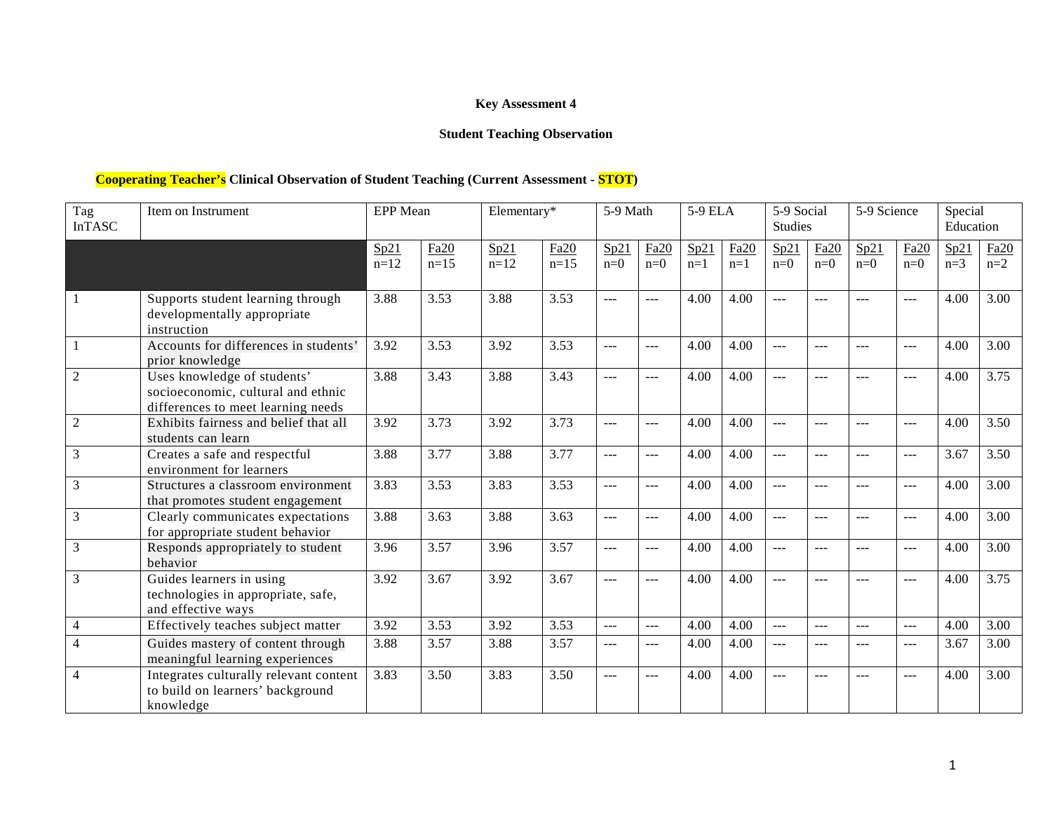**Key Assessment 4**

**Student Teaching Observation**

**Cooperating Teacher's Clinical Observation of Student Teaching (Current Assessment - STOT)**

| Tag InTASC | Item on Instrument | EPP Mean | | Elementary* | | 5-9 Math | | 5-9 ELA | | 5-9 Social Studies | | 5-9 Science | | Special Education | |
|---|---|---|---|---|---|---|---|---|---|---|---|---|---|---|---|
| | | Sp21 n=12 | Fa20 n=15 | Sp21 n=12 | Fa20 n=15 | Sp21 n=0 | Fa20 n=0 | Sp21 n=1 | Fa20 n=1 | Sp21 n=0 | Fa20 n=0 | Sp21 n=0 | Fa20 n=0 | Sp21 n=3 | Fa20 n=2 |
| 1 | Supports student learning through developmentally appropriate instruction | 3.88 | 3.53 | 3.88 | 3.53 | --- | --- | 4.00 | 4.00 | --- | --- | --- | --- | 4.00 | 3.00 |
| 1 | Accounts for differences in students' prior knowledge | 3.92 | 3.53 | 3.92 | 3.53 | --- | --- | 4.00 | 4.00 | --- | --- | --- | --- | 4.00 | 3.00 |
| 2 | Uses knowledge of students' socioeconomic, cultural and ethnic differences to meet learning needs | 3.88 | 3.43 | 3.88 | 3.43 | --- | --- | 4.00 | 4.00 | --- | --- | --- | --- | 4.00 | 3.75 |
| 2 | Exhibits fairness and belief that all students can learn | 3.92 | 3.73 | 3.92 | 3.73 | --- | --- | 4.00 | 4.00 | --- | --- | --- | --- | 4.00 | 3.50 |
| 3 | Creates a safe and respectful environment for learners | 3.88 | 3.77 | 3.88 | 3.77 | --- | --- | 4.00 | 4.00 | --- | --- | --- | --- | 3.67 | 3.50 |
| 3 | Structures a classroom environment that promotes student engagement | 3.83 | 3.53 | 3.83 | 3.53 | --- | --- | 4.00 | 4.00 | --- | --- | --- | --- | 4.00 | 3.00 |
| 3 | Clearly communicates expectations for appropriate student behavior | 3.88 | 3.63 | 3.88 | 3.63 | --- | --- | 4.00 | 4.00 | --- | --- | --- | --- | 4.00 | 3.00 |
| 3 | Responds appropriately to student behavior | 3.96 | 3.57 | 3.96 | 3.57 | --- | --- | 4.00 | 4.00 | --- | --- | --- | --- | 4.00 | 3.00 |
| 3 | Guides learners in using technologies in appropriate, safe, and effective ways | 3.92 | 3.67 | 3.92 | 3.67 | --- | --- | 4.00 | 4.00 | --- | --- | --- | --- | 4.00 | 3.75 |
| 4 | Effectively teaches subject matter | 3.92 | 3.53 | 3.92 | 3.53 | --- | --- | 4.00 | 4.00 | --- | --- | --- | --- | 4.00 | 3.00 |
| 4 | Guides mastery of content through meaningful learning experiences | 3.88 | 3.57 | 3.88 | 3.57 | --- | --- | 4.00 | 4.00 | --- | --- | --- | --- | 3.67 | 3.00 |
| 4 | Integrates culturally relevant content to build on learners' background knowledge | 3.83 | 3.50 | 3.83 | 3.50 | --- | --- | 4.00 | 4.00 | --- | --- | --- | --- | 4.00 | 3.00 |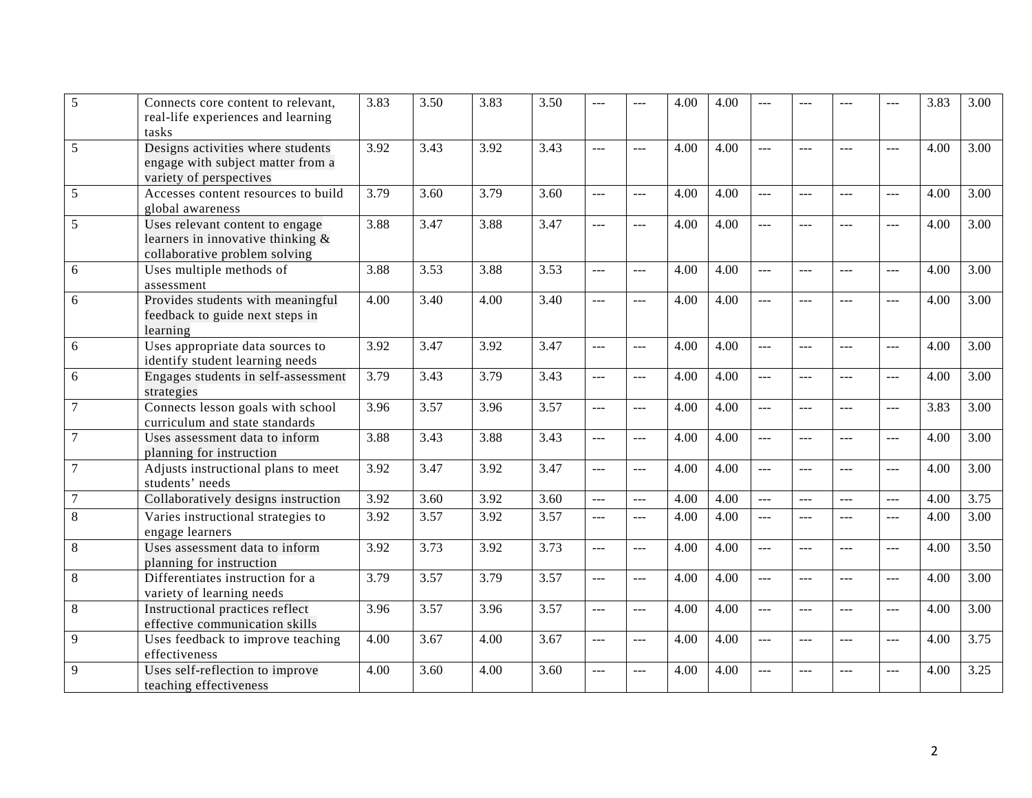| | | | | | | | | | | | | | | | |
|---|---|---|---|---|---|---|---|---|---|---|---|---|---|---|---|
| 5 | Connects core content to relevant, real-life experiences and learning tasks | 3.83 | 3.50 | 3.83 | 3.50 | --- | --- | 4.00 | 4.00 | --- | --- | --- | --- | 3.83 | 3.00 |
| 5 | Designs activities where students engage with subject matter from a variety of perspectives | 3.92 | 3.43 | 3.92 | 3.43 | --- | --- | 4.00 | 4.00 | --- | --- | --- | --- | 4.00 | 3.00 |
| 5 | Accesses content resources to build global awareness | 3.79 | 3.60 | 3.79 | 3.60 | --- | --- | 4.00 | 4.00 | --- | --- | --- | --- | 4.00 | 3.00 |
| 5 | Uses relevant content to engage learners in innovative thinking & collaborative problem solving | 3.88 | 3.47 | 3.88 | 3.47 | --- | --- | 4.00 | 4.00 | --- | --- | --- | --- | 4.00 | 3.00 |
| 6 | Uses multiple methods of assessment | 3.88 | 3.53 | 3.88 | 3.53 | --- | --- | 4.00 | 4.00 | --- | --- | --- | --- | 4.00 | 3.00 |
| 6 | Provides students with meaningful feedback to guide next steps in learning | 4.00 | 3.40 | 4.00 | 3.40 | --- | --- | 4.00 | 4.00 | --- | --- | --- | --- | 4.00 | 3.00 |
| 6 | Uses appropriate data sources to identify student learning needs | 3.92 | 3.47 | 3.92 | 3.47 | --- | --- | 4.00 | 4.00 | --- | --- | --- | --- | 4.00 | 3.00 |
| 6 | Engages students in self-assessment strategies | 3.79 | 3.43 | 3.79 | 3.43 | --- | --- | 4.00 | 4.00 | --- | --- | --- | --- | 4.00 | 3.00 |
| 7 | Connects lesson goals with school curriculum and state standards | 3.96 | 3.57 | 3.96 | 3.57 | --- | --- | 4.00 | 4.00 | --- | --- | --- | --- | 3.83 | 3.00 |
| 7 | Uses assessment data to inform planning for instruction | 3.88 | 3.43 | 3.88 | 3.43 | --- | --- | 4.00 | 4.00 | --- | --- | --- | --- | 4.00 | 3.00 |
| 7 | Adjusts instructional plans to meet students' needs | 3.92 | 3.47 | 3.92 | 3.47 | --- | --- | 4.00 | 4.00 | --- | --- | --- | --- | 4.00 | 3.00 |
| 7 | Collaboratively designs instruction | 3.92 | 3.60 | 3.92 | 3.60 | --- | --- | 4.00 | 4.00 | --- | --- | --- | --- | 4.00 | 3.75 |
| 8 | Varies instructional strategies to engage learners | 3.92 | 3.57 | 3.92 | 3.57 | --- | --- | 4.00 | 4.00 | --- | --- | --- | --- | 4.00 | 3.00 |
| 8 | Uses assessment data to inform planning for instruction | 3.92 | 3.73 | 3.92 | 3.73 | --- | --- | 4.00 | 4.00 | --- | --- | --- | --- | 4.00 | 3.50 |
| 8 | Differentiates instruction for a variety of learning needs | 3.79 | 3.57 | 3.79 | 3.57 | --- | --- | 4.00 | 4.00 | --- | --- | --- | --- | 4.00 | 3.00 |
| 8 | Instructional practices reflect effective communication skills | 3.96 | 3.57 | 3.96 | 3.57 | --- | --- | 4.00 | 4.00 | --- | --- | --- | --- | 4.00 | 3.00 |
| 9 | Uses feedback to improve teaching effectiveness | 4.00 | 3.67 | 4.00 | 3.67 | --- | --- | 4.00 | 4.00 | --- | --- | --- | --- | 4.00 | 3.75 |
| 9 | Uses self-reflection to improve teaching effectiveness | 4.00 | 3.60 | 4.00 | 3.60 | --- | --- | 4.00 | 4.00 | --- | --- | --- | --- | 4.00 | 3.25 |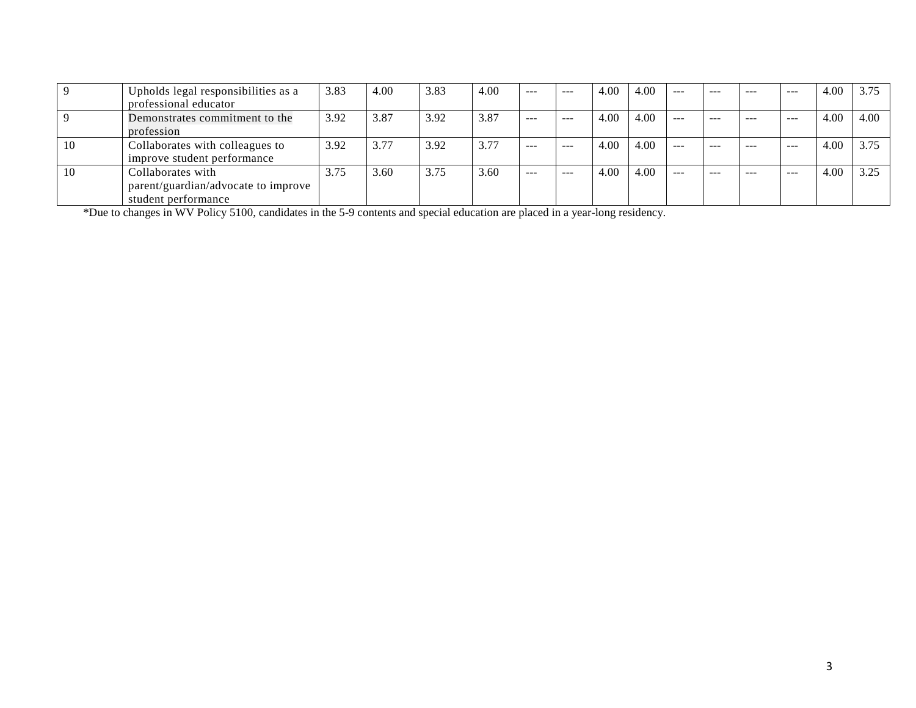| | | | | | | | | | | | | | | | |
|---|---|---|---|---|---|---|---|---|---|---|---|---|---|---|---|
| 9 | Upholds legal responsibilities as a professional educator | 3.83 | 4.00 | 3.83 | 4.00 | --- | --- | 4.00 | 4.00 | --- | --- | --- | --- | 4.00 | 3.75 |
| 9 | Demonstrates commitment to the profession | 3.92 | 3.87 | 3.92 | 3.87 | --- | --- | 4.00 | 4.00 | --- | --- | --- | --- | 4.00 | 4.00 |
| 10 | Collaborates with colleagues to improve student performance | 3.92 | 3.77 | 3.92 | 3.77 | --- | --- | 4.00 | 4.00 | --- | --- | --- | --- | 4.00 | 3.75 |
| 10 | Collaborates with parent/guardian/advocate to improve student performance | 3.75 | 3.60 | 3.75 | 3.60 | --- | --- | 4.00 | 4.00 | --- | --- | --- | --- | 4.00 | 3.25 |

*Due to changes in WV Policy 5100, candidates in the 5-9 contents and special education are placed in a year-long residency.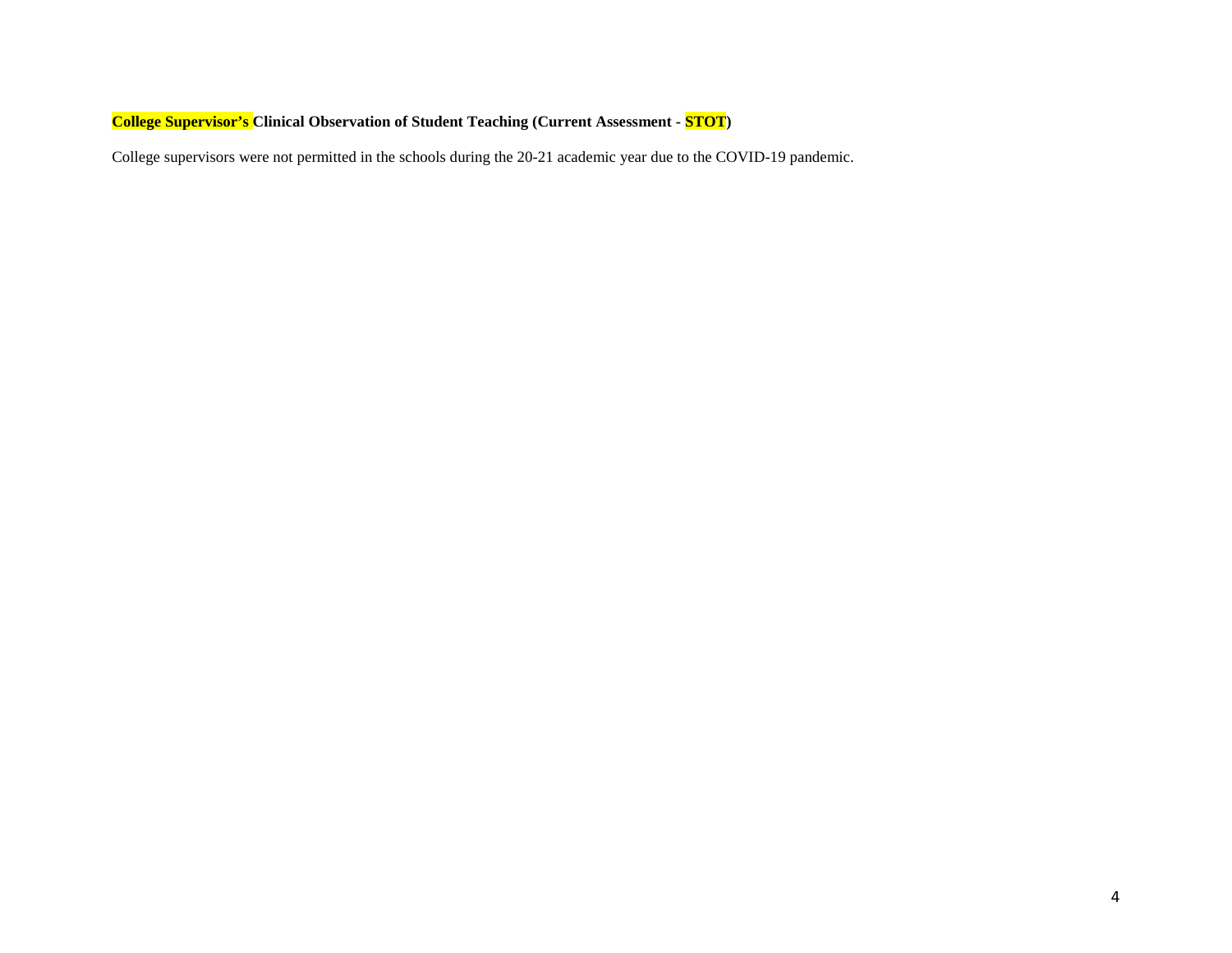**College Supervisor's Clinical Observation of Student Teaching (Current Assessment - STOT)**

College supervisors were not permitted in the schools during the 20-21 academic year due to the COVID-19 pandemic.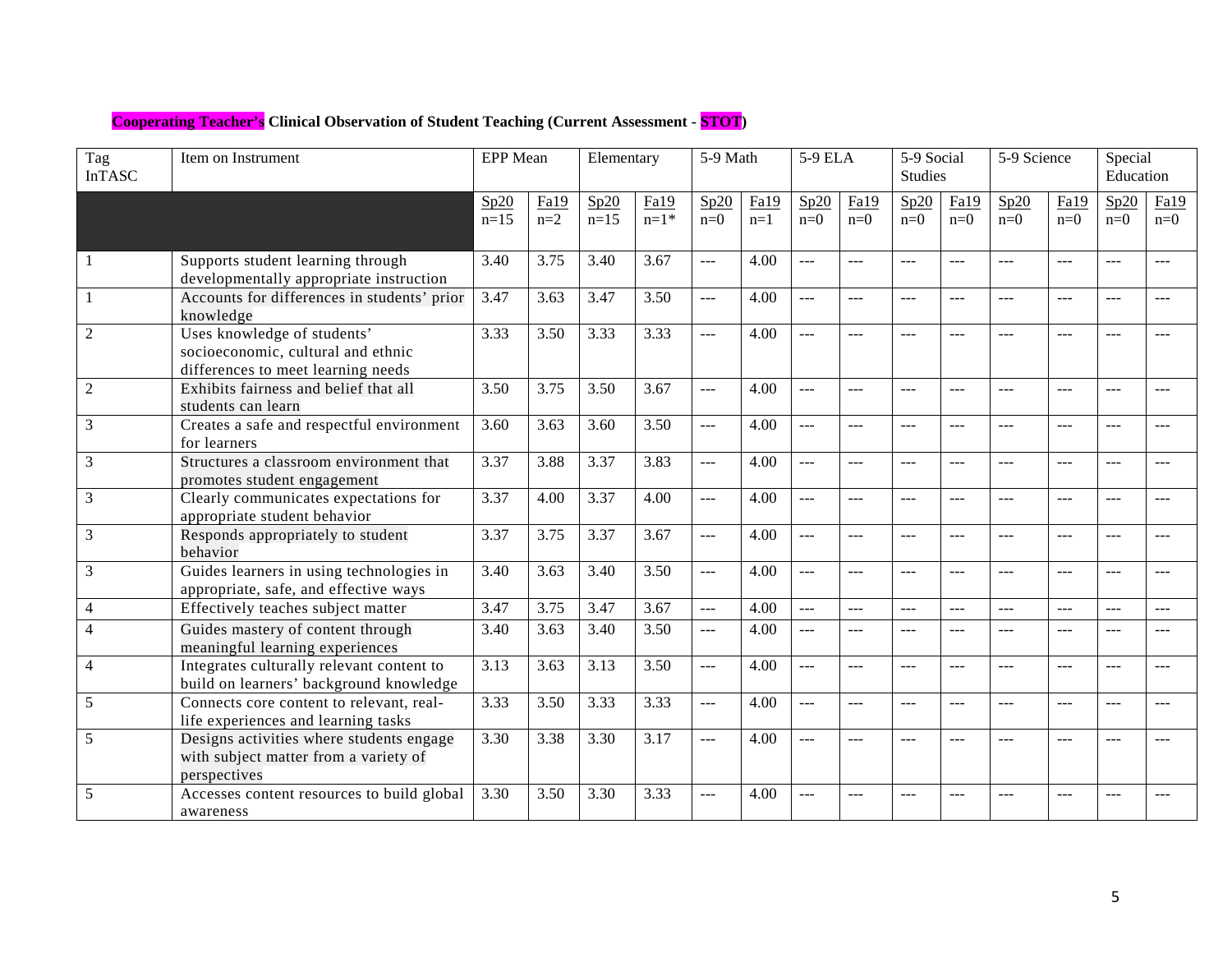**Cooperating Teacher's Clinical Observation of Student Teaching (Current Assessment - STOT)**

| Tag InTASC | Item on Instrument | EPP Mean | | Elementary | | 5-9 Math | | 5-9 ELA | | 5-9 Social Studies | | 5-9 Science | | Special Education | |
|---|---|---|---|---|---|---|---|---|---|---|---|---|---|---|---|
| | | Sp20 n=15 | Fa19 n=2 | Sp20 n=15 | Fa19 n=1* | Sp20 n=0 | Fa19 n=1 | Sp20 n=0 | Fa19 n=0 | Sp20 n=0 | Fa19 n=0 | Sp20 n=0 | Fa19 n=0 | Sp20 n=0 | Fa19 n=0 |
| 1 | Supports student learning through developmentally appropriate instruction | 3.40 | 3.75 | 3.40 | 3.67 | --- | 4.00 | --- | --- | --- | --- | --- | --- | --- | --- |
| 1 | Accounts for differences in students' prior knowledge | 3.47 | 3.63 | 3.47 | 3.50 | --- | 4.00 | --- | --- | --- | --- | --- | --- | --- | --- |
| 2 | Uses knowledge of students' socioeconomic, cultural and ethnic differences to meet learning needs | 3.33 | 3.50 | 3.33 | 3.33 | --- | 4.00 | --- | --- | --- | --- | --- | --- | --- | --- |
| 2 | Exhibits fairness and belief that all students can learn | 3.50 | 3.75 | 3.50 | 3.67 | --- | 4.00 | --- | --- | --- | --- | --- | --- | --- | --- |
| 3 | Creates a safe and respectful environment for learners | 3.60 | 3.63 | 3.60 | 3.50 | --- | 4.00 | --- | --- | --- | --- | --- | --- | --- | --- |
| 3 | Structures a classroom environment that promotes student engagement | 3.37 | 3.88 | 3.37 | 3.83 | --- | 4.00 | --- | --- | --- | --- | --- | --- | --- | --- |
| 3 | Clearly communicates expectations for appropriate student behavior | 3.37 | 4.00 | 3.37 | 4.00 | --- | 4.00 | --- | --- | --- | --- | --- | --- | --- | --- |
| 3 | Responds appropriately to student behavior | 3.37 | 3.75 | 3.37 | 3.67 | --- | 4.00 | --- | --- | --- | --- | --- | --- | --- | --- |
| 3 | Guides learners in using technologies in appropriate, safe, and effective ways | 3.40 | 3.63 | 3.40 | 3.50 | --- | 4.00 | --- | --- | --- | --- | --- | --- | --- | --- |
| 4 | Effectively teaches subject matter | 3.47 | 3.75 | 3.47 | 3.67 | --- | 4.00 | --- | --- | --- | --- | --- | --- | --- | --- |
| 4 | Guides mastery of content through meaningful learning experiences | 3.40 | 3.63 | 3.40 | 3.50 | --- | 4.00 | --- | --- | --- | --- | --- | --- | --- | --- |
| 4 | Integrates culturally relevant content to build on learners' background knowledge | 3.13 | 3.63 | 3.13 | 3.50 | --- | 4.00 | --- | --- | --- | --- | --- | --- | --- | --- |
| 5 | Connects core content to relevant, real-life experiences and learning tasks | 3.33 | 3.50 | 3.33 | 3.33 | --- | 4.00 | --- | --- | --- | --- | --- | --- | --- | --- |
| 5 | Designs activities where students engage with subject matter from a variety of perspectives | 3.30 | 3.38 | 3.30 | 3.17 | --- | 4.00 | --- | --- | --- | --- | --- | --- | --- | --- |
| 5 | Accesses content resources to build global awareness | 3.30 | 3.50 | 3.30 | 3.33 | --- | 4.00 | --- | --- | --- | --- | --- | --- | --- | --- |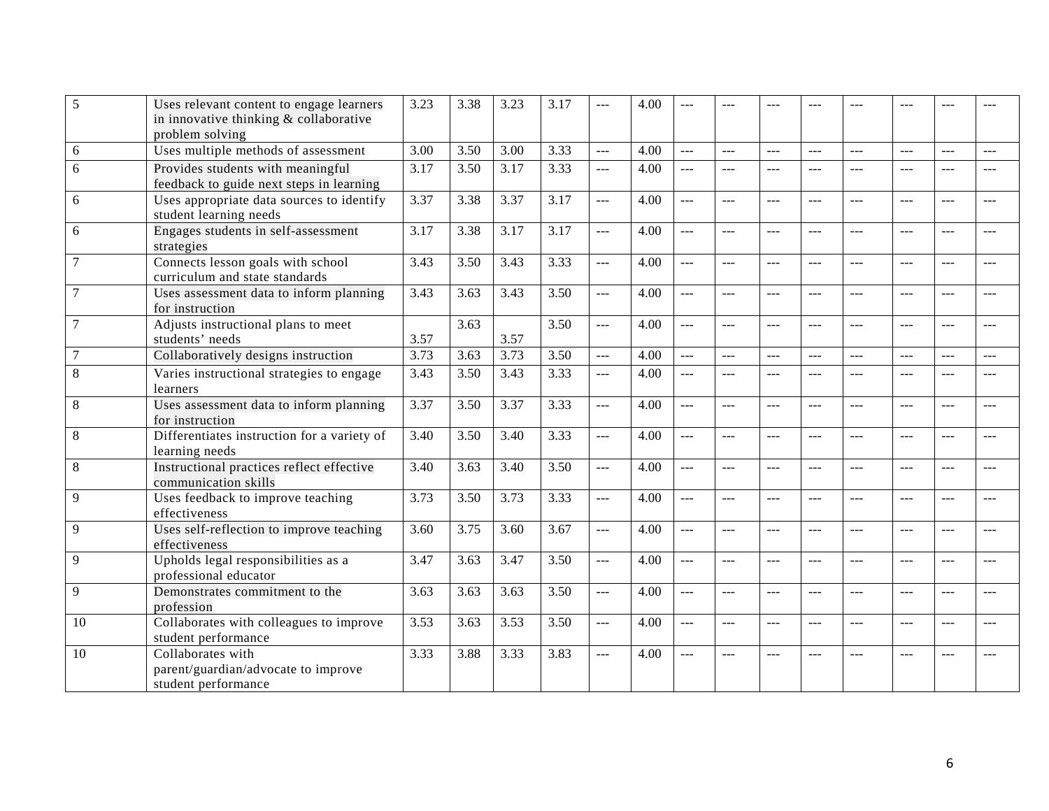| | | | | | | | | | | | | | | | |
|---|---|---|---|---|---|---|---|---|---|---|---|---|---|---|---|
| 5 | Uses relevant content to engage learners in innovative thinking & collaborative problem solving | 3.23 | 3.38 | 3.23 | 3.17 | --- | 4.00 | --- | --- | --- | --- | --- | --- | --- | --- |
| 6 | Uses multiple methods of assessment | 3.00 | 3.50 | 3.00 | 3.33 | --- | 4.00 | --- | --- | --- | --- | --- | --- | --- | --- |
| 6 | Provides students with meaningful feedback to guide next steps in learning | 3.17 | 3.50 | 3.17 | 3.33 | --- | 4.00 | --- | --- | --- | --- | --- | --- | --- | --- |
| 6 | Uses appropriate data sources to identify student learning needs | 3.37 | 3.38 | 3.37 | 3.17 | --- | 4.00 | --- | --- | --- | --- | --- | --- | --- | --- |
| 6 | Engages students in self-assessment strategies | 3.17 | 3.38 | 3.17 | 3.17 | --- | 4.00 | --- | --- | --- | --- | --- | --- | --- | --- |
| 7 | Connects lesson goals with school curriculum and state standards | 3.43 | 3.50 | 3.43 | 3.33 | --- | 4.00 | --- | --- | --- | --- | --- | --- | --- | --- |
| 7 | Uses assessment data to inform planning for instruction | 3.43 | 3.63 | 3.43 | 3.50 | --- | 4.00 | --- | --- | --- | --- | --- | --- | --- | --- |
| 7 | Adjusts instructional plans to meet students' needs | 3.57 | 3.63 | 3.57 | 3.50 | --- | 4.00 | --- | --- | --- | --- | --- | --- | --- | --- |
| 7 | Collaboratively designs instruction | 3.73 | 3.63 | 3.73 | 3.50 | --- | 4.00 | --- | --- | --- | --- | --- | --- | --- | --- |
| 8 | Varies instructional strategies to engage learners | 3.43 | 3.50 | 3.43 | 3.33 | --- | 4.00 | --- | --- | --- | --- | --- | --- | --- | --- |
| 8 | Uses assessment data to inform planning for instruction | 3.37 | 3.50 | 3.37 | 3.33 | --- | 4.00 | --- | --- | --- | --- | --- | --- | --- | --- |
| 8 | Differentiates instruction for a variety of learning needs | 3.40 | 3.50 | 3.40 | 3.33 | --- | 4.00 | --- | --- | --- | --- | --- | --- | --- | --- |
| 8 | Instructional practices reflect effective communication skills | 3.40 | 3.63 | 3.40 | 3.50 | --- | 4.00 | --- | --- | --- | --- | --- | --- | --- | --- |
| 9 | Uses feedback to improve teaching effectiveness | 3.73 | 3.50 | 3.73 | 3.33 | --- | 4.00 | --- | --- | --- | --- | --- | --- | --- | --- |
| 9 | Uses self-reflection to improve teaching effectiveness | 3.60 | 3.75 | 3.60 | 3.67 | --- | 4.00 | --- | --- | --- | --- | --- | --- | --- | --- |
| 9 | Upholds legal responsibilities as a professional educator | 3.47 | 3.63 | 3.47 | 3.50 | --- | 4.00 | --- | --- | --- | --- | --- | --- | --- | --- |
| 9 | Demonstrates commitment to the profession | 3.63 | 3.63 | 3.63 | 3.50 | --- | 4.00 | --- | --- | --- | --- | --- | --- | --- | --- |
| 10 | Collaborates with colleagues to improve student performance | 3.53 | 3.63 | 3.53 | 3.50 | --- | 4.00 | --- | --- | --- | --- | --- | --- | --- | --- |
| 10 | Collaborates with parent/guardian/advocate to improve student performance | 3.33 | 3.88 | 3.33 | 3.83 | --- | 4.00 | --- | --- | --- | --- | --- | --- | --- | --- |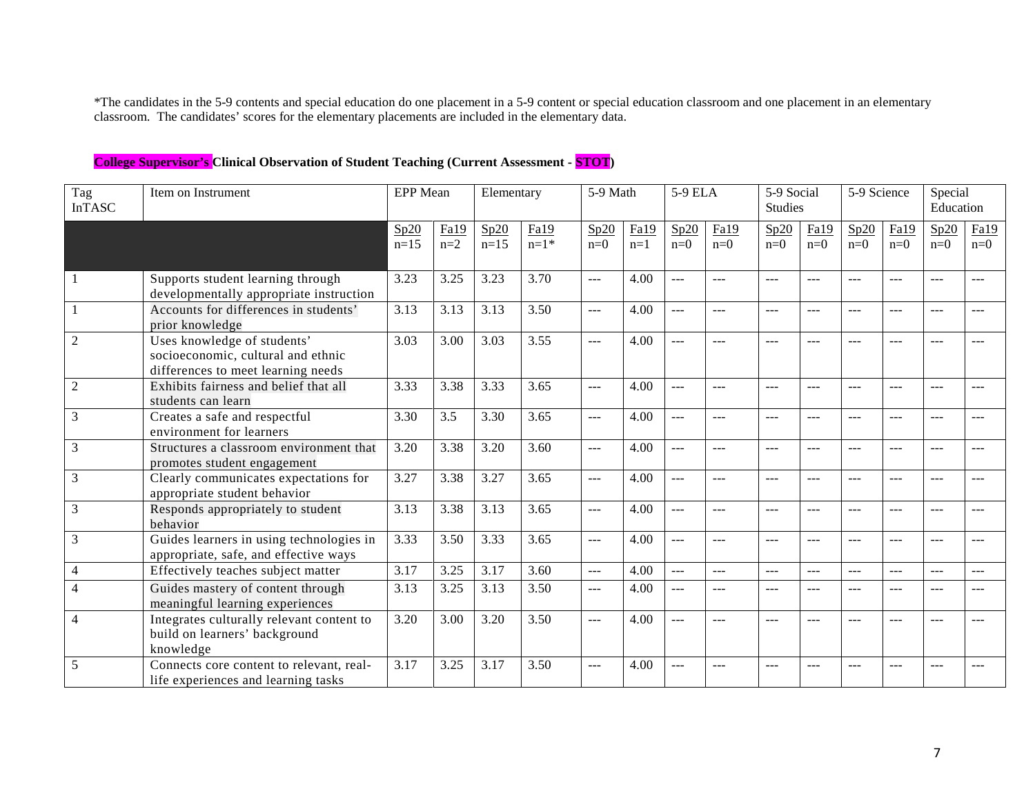*The candidates in the 5-9 contents and special education do one placement in a 5-9 content or special education classroom and one placement in an elementary classroom. The candidates' scores for the elementary placements are included in the elementary data.

**College Supervisor's Clinical Observation of Student Teaching (Current Assessment - STOT)**

| Tag InTASC | Item on Instrument | EPP Mean | | Elementary | | 5-9 Math | | 5-9 ELA | | 5-9 Social Studies | | 5-9 Science | | Special Education | |
|---|---|---|---|---|---|---|---|---|---|---|---|---|---|---|---|
| | | Sp20 n=15 | Fa19 n=2 | Sp20 n=15 | Fa19 n=1* | Sp20 n=0 | Fa19 n=1 | Sp20 n=0 | Fa19 n=0 | Sp20 n=0 | Fa19 n=0 | Sp20 n=0 | Fa19 n=0 | Sp20 n=0 | Fa19 n=0 |
| 1 | Supports student learning through developmentally appropriate instruction | 3.23 | 3.25 | 3.23 | 3.70 | --- | 4.00 | --- | --- | --- | --- | --- | --- | --- | --- |
| 1 | Accounts for differences in students' prior knowledge | 3.13 | 3.13 | 3.13 | 3.50 | --- | 4.00 | --- | --- | --- | --- | --- | --- | --- | --- |
| 2 | Uses knowledge of students' socioeconomic, cultural and ethnic differences to meet learning needs | 3.03 | 3.00 | 3.03 | 3.55 | --- | 4.00 | --- | --- | --- | --- | --- | --- | --- | --- |
| 2 | Exhibits fairness and belief that all students can learn | 3.33 | 3.38 | 3.33 | 3.65 | --- | 4.00 | --- | --- | --- | --- | --- | --- | --- | --- |
| 3 | Creates a safe and respectful environment for learners | 3.30 | 3.5 | 3.30 | 3.65 | --- | 4.00 | --- | --- | --- | --- | --- | --- | --- | --- |
| 3 | Structures a classroom environment that promotes student engagement | 3.20 | 3.38 | 3.20 | 3.60 | --- | 4.00 | --- | --- | --- | --- | --- | --- | --- | --- |
| 3 | Clearly communicates expectations for appropriate student behavior | 3.27 | 3.38 | 3.27 | 3.65 | --- | 4.00 | --- | --- | --- | --- | --- | --- | --- | --- |
| 3 | Responds appropriately to student behavior | 3.13 | 3.38 | 3.13 | 3.65 | --- | 4.00 | --- | --- | --- | --- | --- | --- | --- | --- |
| 3 | Guides learners in using technologies in appropriate, safe, and effective ways | 3.33 | 3.50 | 3.33 | 3.65 | --- | 4.00 | --- | --- | --- | --- | --- | --- | --- | --- |
| 4 | Effectively teaches subject matter | 3.17 | 3.25 | 3.17 | 3.60 | --- | 4.00 | --- | --- | --- | --- | --- | --- | --- | --- |
| 4 | Guides mastery of content through meaningful learning experiences | 3.13 | 3.25 | 3.13 | 3.50 | --- | 4.00 | --- | --- | --- | --- | --- | --- | --- | --- |
| 4 | Integrates culturally relevant content to build on learners' background knowledge | 3.20 | 3.00 | 3.20 | 3.50 | --- | 4.00 | --- | --- | --- | --- | --- | --- | --- | --- |
| 5 | Connects core content to relevant, real-life experiences and learning tasks | 3.17 | 3.25 | 3.17 | 3.50 | --- | 4.00 | --- | --- | --- | --- | --- | --- | --- | --- |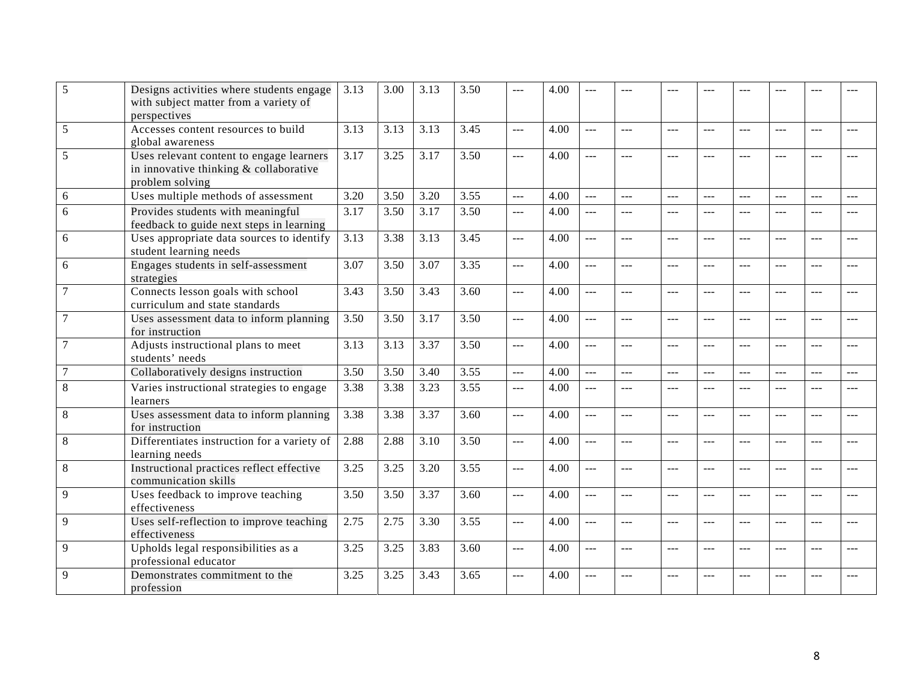| | | | | | | | | | | | | | | | |
|---|---|---|---|---|---|---|---|---|---|---|---|---|---|---|---|
| 5 | Designs activities where students engage with subject matter from a variety of perspectives | 3.13 | 3.00 | 3.13 | 3.50 | --- | 4.00 | --- | --- | --- | --- | --- | --- | --- | --- |
| 5 | Accesses content resources to build global awareness | 3.13 | 3.13 | 3.13 | 3.45 | --- | 4.00 | --- | --- | --- | --- | --- | --- | --- | --- |
| 5 | Uses relevant content to engage learners in innovative thinking & collaborative problem solving | 3.17 | 3.25 | 3.17 | 3.50 | --- | 4.00 | --- | --- | --- | --- | --- | --- | --- | --- |
| 6 | Uses multiple methods of assessment | 3.20 | 3.50 | 3.20 | 3.55 | --- | 4.00 | --- | --- | --- | --- | --- | --- | --- | --- |
| 6 | Provides students with meaningful feedback to guide next steps in learning | 3.17 | 3.50 | 3.17 | 3.50 | --- | 4.00 | --- | --- | --- | --- | --- | --- | --- | --- |
| 6 | Uses appropriate data sources to identify student learning needs | 3.13 | 3.38 | 3.13 | 3.45 | --- | 4.00 | --- | --- | --- | --- | --- | --- | --- | --- |
| 6 | Engages students in self-assessment strategies | 3.07 | 3.50 | 3.07 | 3.35 | --- | 4.00 | --- | --- | --- | --- | --- | --- | --- | --- |
| 7 | Connects lesson goals with school curriculum and state standards | 3.43 | 3.50 | 3.43 | 3.60 | --- | 4.00 | --- | --- | --- | --- | --- | --- | --- | --- |
| 7 | Uses assessment data to inform planning for instruction | 3.50 | 3.50 | 3.17 | 3.50 | --- | 4.00 | --- | --- | --- | --- | --- | --- | --- | --- |
| 7 | Adjusts instructional plans to meet students' needs | 3.13 | 3.13 | 3.37 | 3.50 | --- | 4.00 | --- | --- | --- | --- | --- | --- | --- | --- |
| 7 | Collaboratively designs instruction | 3.50 | 3.50 | 3.40 | 3.55 | --- | 4.00 | --- | --- | --- | --- | --- | --- | --- | --- |
| 8 | Varies instructional strategies to engage learners | 3.38 | 3.38 | 3.23 | 3.55 | --- | 4.00 | --- | --- | --- | --- | --- | --- | --- | --- |
| 8 | Uses assessment data to inform planning for instruction | 3.38 | 3.38 | 3.37 | 3.60 | --- | 4.00 | --- | --- | --- | --- | --- | --- | --- | --- |
| 8 | Differentiates instruction for a variety of learning needs | 2.88 | 2.88 | 3.10 | 3.50 | --- | 4.00 | --- | --- | --- | --- | --- | --- | --- | --- |
| 8 | Instructional practices reflect effective communication skills | 3.25 | 3.25 | 3.20 | 3.55 | --- | 4.00 | --- | --- | --- | --- | --- | --- | --- | --- |
| 9 | Uses feedback to improve teaching effectiveness | 3.50 | 3.50 | 3.37 | 3.60 | --- | 4.00 | --- | --- | --- | --- | --- | --- | --- | --- |
| 9 | Uses self-reflection to improve teaching effectiveness | 2.75 | 2.75 | 3.30 | 3.55 | --- | 4.00 | --- | --- | --- | --- | --- | --- | --- | --- |
| 9 | Upholds legal responsibilities as a professional educator | 3.25 | 3.25 | 3.83 | 3.60 | --- | 4.00 | --- | --- | --- | --- | --- | --- | --- | --- |
| 9 | Demonstrates commitment to the profession | 3.25 | 3.25 | 3.43 | 3.65 | --- | 4.00 | --- | --- | --- | --- | --- | --- | --- | --- |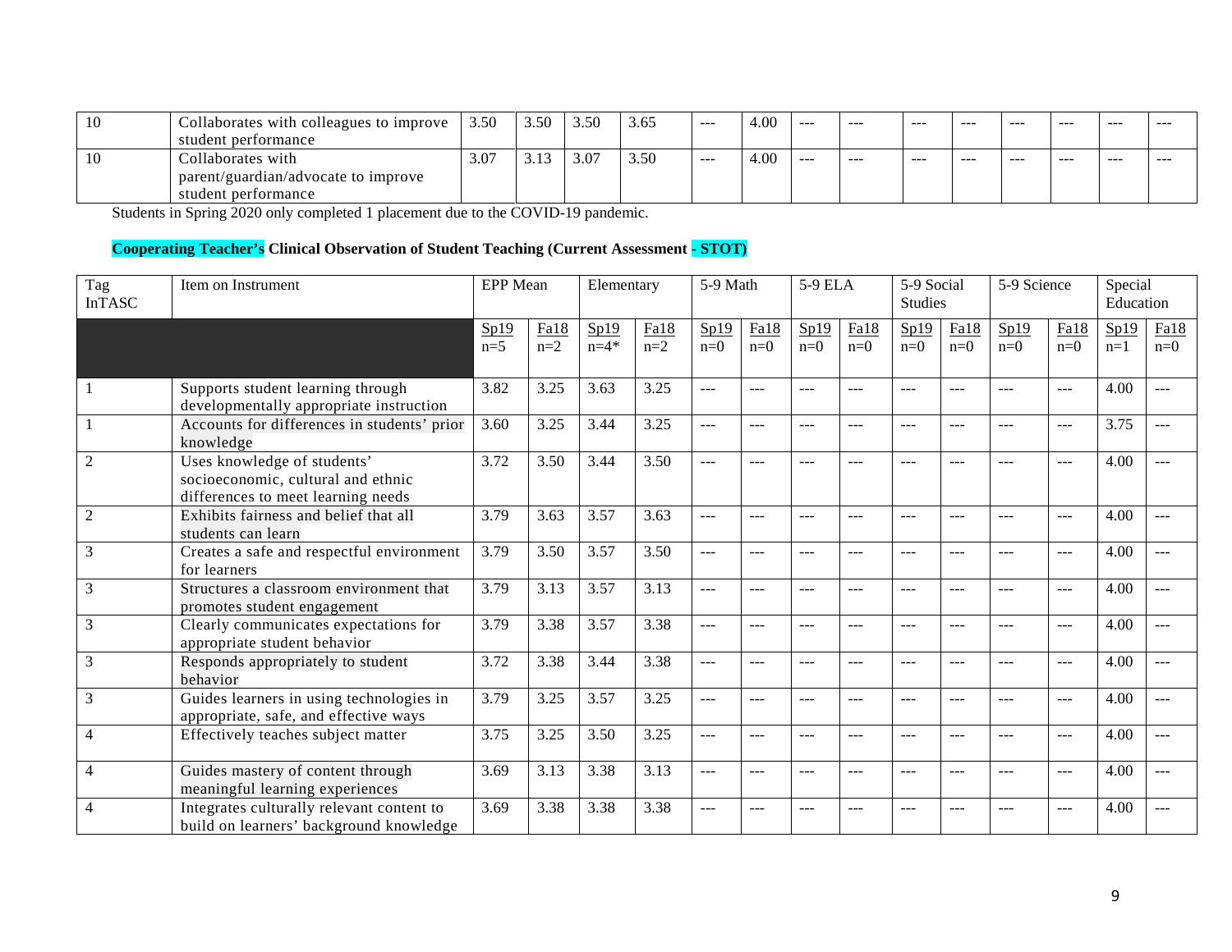| 10 | Collaborates with colleagues to improve student performance | 3.50 | 3.50 | 3.50 | 3.65 | --- | 4.00 | --- | --- | --- | --- | --- | --- | --- | --- |
|---|---|---|---|---|---|---|---|---|---|---|---|---|---|---|---|
| 10 | Collaborates with parent/guardian/advocate to improve student performance | 3.07 | 3.13 | 3.07 | 3.50 | --- | 4.00 | --- | --- | --- | --- | --- | --- | --- | --- |

Students in Spring 2020 only completed 1 placement due to the COVID-19 pandemic.

**Cooperating Teacher's Clinical Observation of Student Teaching (Current Assessment - STOT)**

| Tag InTASC | Item on Instrument | EPP Mean | | Elementary | | 5-9 Math | | 5-9 ELA | | 5-9 Social Studies | | 5-9 Science | | Special Education | |
|---|---|---|---|---|---|---|---|---|---|---|---|---|---|---|---|
| | | Sp19 n=5 | Fa18 n=2 | Sp19 n=4* | Fa18 n=2 | Sp19 n=0 | Fa18 n=0 | Sp19 n=0 | Fa18 n=0 | Sp19 n=0 | Fa18 n=0 | Sp19 n=0 | Fa18 n=0 | Sp19 n=1 | Fa18 n=0 |
| 1 | Supports student learning through developmentally appropriate instruction | 3.82 | 3.25 | 3.63 | 3.25 | --- | --- | --- | --- | --- | --- | --- | --- | 4.00 | --- |
| 1 | Accounts for differences in students' prior knowledge | 3.60 | 3.25 | 3.44 | 3.25 | --- | --- | --- | --- | --- | --- | --- | --- | 3.75 | --- |
| 2 | Uses knowledge of students' socioeconomic, cultural and ethnic differences to meet learning needs | 3.72 | 3.50 | 3.44 | 3.50 | --- | --- | --- | --- | --- | --- | --- | --- | 4.00 | --- |
| 2 | Exhibits fairness and belief that all students can learn | 3.79 | 3.63 | 3.57 | 3.63 | --- | --- | --- | --- | --- | --- | --- | --- | 4.00 | --- |
| 3 | Creates a safe and respectful environment for learners | 3.79 | 3.50 | 3.57 | 3.50 | --- | --- | --- | --- | --- | --- | --- | --- | 4.00 | --- |
| 3 | Structures a classroom environment that promotes student engagement | 3.79 | 3.13 | 3.57 | 3.13 | --- | --- | --- | --- | --- | --- | --- | --- | 4.00 | --- |
| 3 | Clearly communicates expectations for appropriate student behavior | 3.79 | 3.38 | 3.57 | 3.38 | --- | --- | --- | --- | --- | --- | --- | --- | 4.00 | --- |
| 3 | Responds appropriately to student behavior | 3.72 | 3.38 | 3.44 | 3.38 | --- | --- | --- | --- | --- | --- | --- | --- | 4.00 | --- |
| 3 | Guides learners in using technologies in appropriate, safe, and effective ways | 3.79 | 3.25 | 3.57 | 3.25 | --- | --- | --- | --- | --- | --- | --- | --- | 4.00 | --- |
| 4 | Effectively teaches subject matter | 3.75 | 3.25 | 3.50 | 3.25 | --- | --- | --- | --- | --- | --- | --- | --- | 4.00 | --- |
| 4 | Guides mastery of content through meaningful learning experiences | 3.69 | 3.13 | 3.38 | 3.13 | --- | --- | --- | --- | --- | --- | --- | --- | 4.00 | --- |
| 4 | Integrates culturally relevant content to build on learners' background knowledge | 3.69 | 3.38 | 3.38 | 3.38 | --- | --- | --- | --- | --- | --- | --- | --- | 4.00 | --- |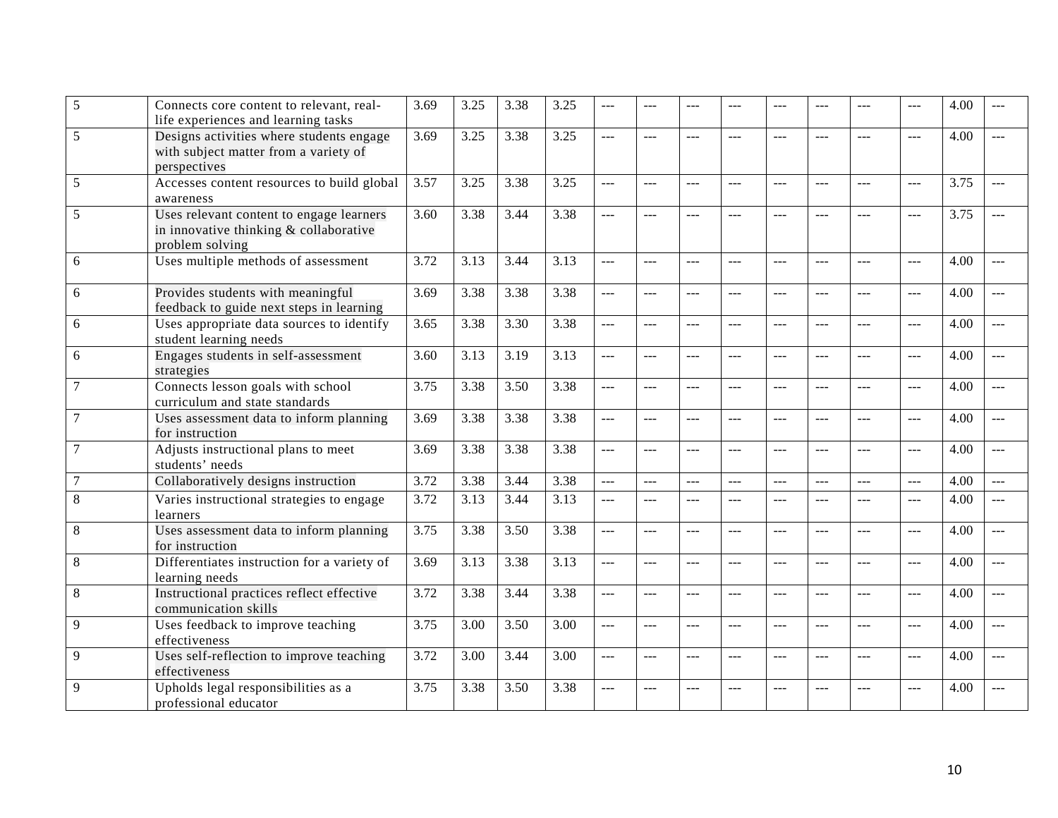| | | | | | | | | | | | | | | | |
|---|---|---|---|---|---|---|---|---|---|---|---|---|---|---|---|
| 5 | Connects core content to relevant, real-life experiences and learning tasks | 3.69 | 3.25 | 3.38 | 3.25 | --- | --- | --- | --- | --- | --- | --- | --- | 4.00 | --- |
| 5 | Designs activities where students engage with subject matter from a variety of perspectives | 3.69 | 3.25 | 3.38 | 3.25 | --- | --- | --- | --- | --- | --- | --- | --- | 4.00 | --- |
| 5 | Accesses content resources to build global awareness | 3.57 | 3.25 | 3.38 | 3.25 | --- | --- | --- | --- | --- | --- | --- | --- | 3.75 | --- |
| 5 | Uses relevant content to engage learners in innovative thinking & collaborative problem solving | 3.60 | 3.38 | 3.44 | 3.38 | --- | --- | --- | --- | --- | --- | --- | --- | 3.75 | --- |
| 6 | Uses multiple methods of assessment | 3.72 | 3.13 | 3.44 | 3.13 | --- | --- | --- | --- | --- | --- | --- | --- | 4.00 | --- |
| 6 | Provides students with meaningful feedback to guide next steps in learning | 3.69 | 3.38 | 3.38 | 3.38 | --- | --- | --- | --- | --- | --- | --- | --- | 4.00 | --- |
| 6 | Uses appropriate data sources to identify student learning needs | 3.65 | 3.38 | 3.30 | 3.38 | --- | --- | --- | --- | --- | --- | --- | --- | 4.00 | --- |
| 6 | Engages students in self-assessment strategies | 3.60 | 3.13 | 3.19 | 3.13 | --- | --- | --- | --- | --- | --- | --- | --- | 4.00 | --- |
| 7 | Connects lesson goals with school curriculum and state standards | 3.75 | 3.38 | 3.50 | 3.38 | --- | --- | --- | --- | --- | --- | --- | --- | 4.00 | --- |
| 7 | Uses assessment data to inform planning for instruction | 3.69 | 3.38 | 3.38 | 3.38 | --- | --- | --- | --- | --- | --- | --- | --- | 4.00 | --- |
| 7 | Adjusts instructional plans to meet students' needs | 3.69 | 3.38 | 3.38 | 3.38 | --- | --- | --- | --- | --- | --- | --- | --- | 4.00 | --- |
| 7 | Collaboratively designs instruction | 3.72 | 3.38 | 3.44 | 3.38 | --- | --- | --- | --- | --- | --- | --- | --- | 4.00 | --- |
| 8 | Varies instructional strategies to engage learners | 3.72 | 3.13 | 3.44 | 3.13 | --- | --- | --- | --- | --- | --- | --- | --- | 4.00 | --- |
| 8 | Uses assessment data to inform planning for instruction | 3.75 | 3.38 | 3.50 | 3.38 | --- | --- | --- | --- | --- | --- | --- | --- | 4.00 | --- |
| 8 | Differentiates instruction for a variety of learning needs | 3.69 | 3.13 | 3.38 | 3.13 | --- | --- | --- | --- | --- | --- | --- | --- | 4.00 | --- |
| 8 | Instructional practices reflect effective communication skills | 3.72 | 3.38 | 3.44 | 3.38 | --- | --- | --- | --- | --- | --- | --- | --- | 4.00 | --- |
| 9 | Uses feedback to improve teaching effectiveness | 3.75 | 3.00 | 3.50 | 3.00 | --- | --- | --- | --- | --- | --- | --- | --- | 4.00 | --- |
| 9 | Uses self-reflection to improve teaching effectiveness | 3.72 | 3.00 | 3.44 | 3.00 | --- | --- | --- | --- | --- | --- | --- | --- | 4.00 | --- |
| 9 | Upholds legal responsibilities as a professional educator | 3.75 | 3.38 | 3.50 | 3.38 | --- | --- | --- | --- | --- | --- | --- | --- | 4.00 | --- |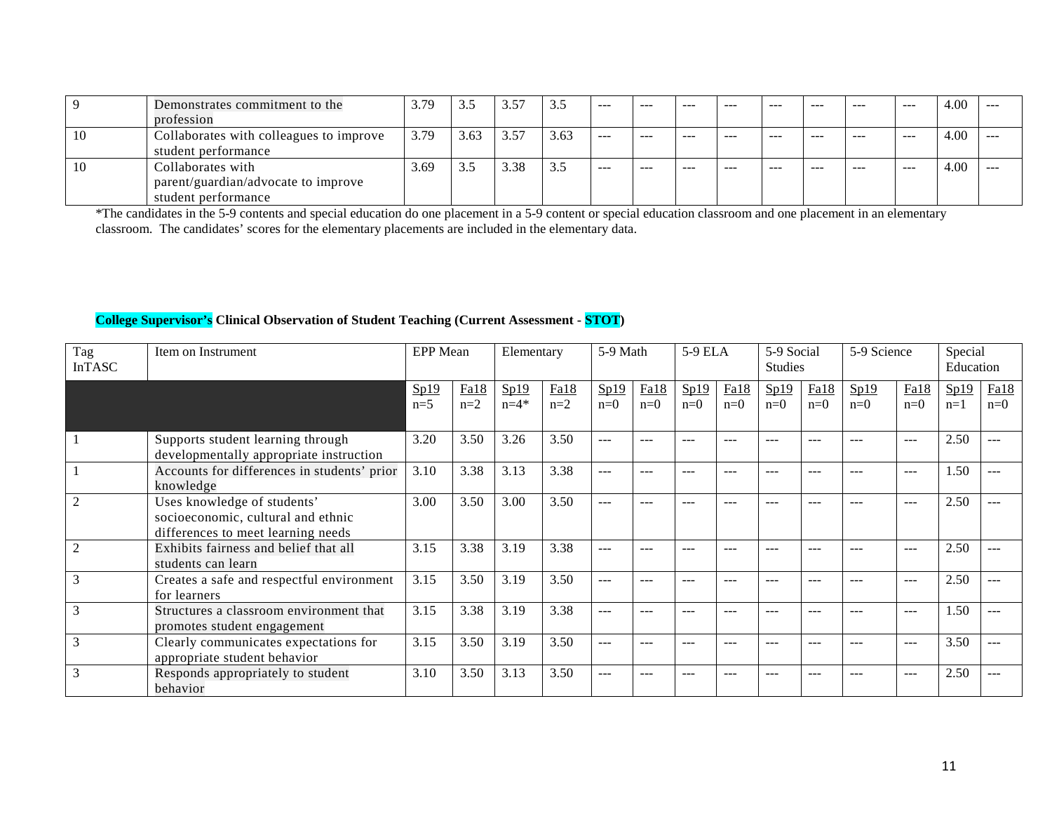| | | | | | | | | | | | | | | | |
|---|---|---|---|---|---|---|---|---|---|---|---|---|---|---|---|
| 9 | Demonstrates commitment to the profession | 3.79 | 3.5 | 3.57 | 3.5 | --- | --- | --- | --- | --- | --- | --- | --- | 4.00 | --- |
| 10 | Collaborates with colleagues to improve student performance | 3.79 | 3.63 | 3.57 | 3.63 | --- | --- | --- | --- | --- | --- | --- | --- | 4.00 | --- |
| 10 | Collaborates with parent/guardian/advocate to improve student performance | 3.69 | 3.5 | 3.38 | 3.5 | --- | --- | --- | --- | --- | --- | --- | --- | 4.00 | --- |

*The candidates in the 5-9 contents and special education do one placement in a 5-9 content or special education classroom and one placement in an elementary classroom. The candidates' scores for the elementary placements are included in the elementary data.

**College Supervisor's Clinical Observation of Student Teaching (Current Assessment - STOT)**

| Tag InTASC | Item on Instrument | EPP Mean | | Elementary | | 5-9 Math | | 5-9 ELA | | 5-9 Social Studies | | 5-9 Science | | Special Education | |
|---|---|---|---|---|---|---|---|---|---|---|---|---|---|---|---|
| | | Sp19 n=5 | Fa18 n=2 | Sp19 n=4* | Fa18 n=2 | Sp19 n=0 | Fa18 n=0 | Sp19 n=0 | Fa18 n=0 | Sp19 n=0 | Fa18 n=0 | Sp19 n=0 | Fa18 n=0 | Sp19 n=1 | Fa18 n=0 |
| 1 | Supports student learning through developmentally appropriate instruction | 3.20 | 3.50 | 3.26 | 3.50 | --- | --- | --- | --- | --- | --- | --- | --- | 2.50 | --- |
| 1 | Accounts for differences in students' prior knowledge | 3.10 | 3.38 | 3.13 | 3.38 | --- | --- | --- | --- | --- | --- | --- | --- | 1.50 | --- |
| 2 | Uses knowledge of students' socioeconomic, cultural and ethnic differences to meet learning needs | 3.00 | 3.50 | 3.00 | 3.50 | --- | --- | --- | --- | --- | --- | --- | --- | 2.50 | --- |
| 2 | Exhibits fairness and belief that all students can learn | 3.15 | 3.38 | 3.19 | 3.38 | --- | --- | --- | --- | --- | --- | --- | --- | 2.50 | --- |
| 3 | Creates a safe and respectful environment for learners | 3.15 | 3.50 | 3.19 | 3.50 | --- | --- | --- | --- | --- | --- | --- | --- | 2.50 | --- |
| 3 | Structures a classroom environment that promotes student engagement | 3.15 | 3.38 | 3.19 | 3.38 | --- | --- | --- | --- | --- | --- | --- | --- | 1.50 | --- |
| 3 | Clearly communicates expectations for appropriate student behavior | 3.15 | 3.50 | 3.19 | 3.50 | --- | --- | --- | --- | --- | --- | --- | --- | 3.50 | --- |
| 3 | Responds appropriately to student behavior | 3.10 | 3.50 | 3.13 | 3.50 | --- | --- | --- | --- | --- | --- | --- | --- | 2.50 | --- |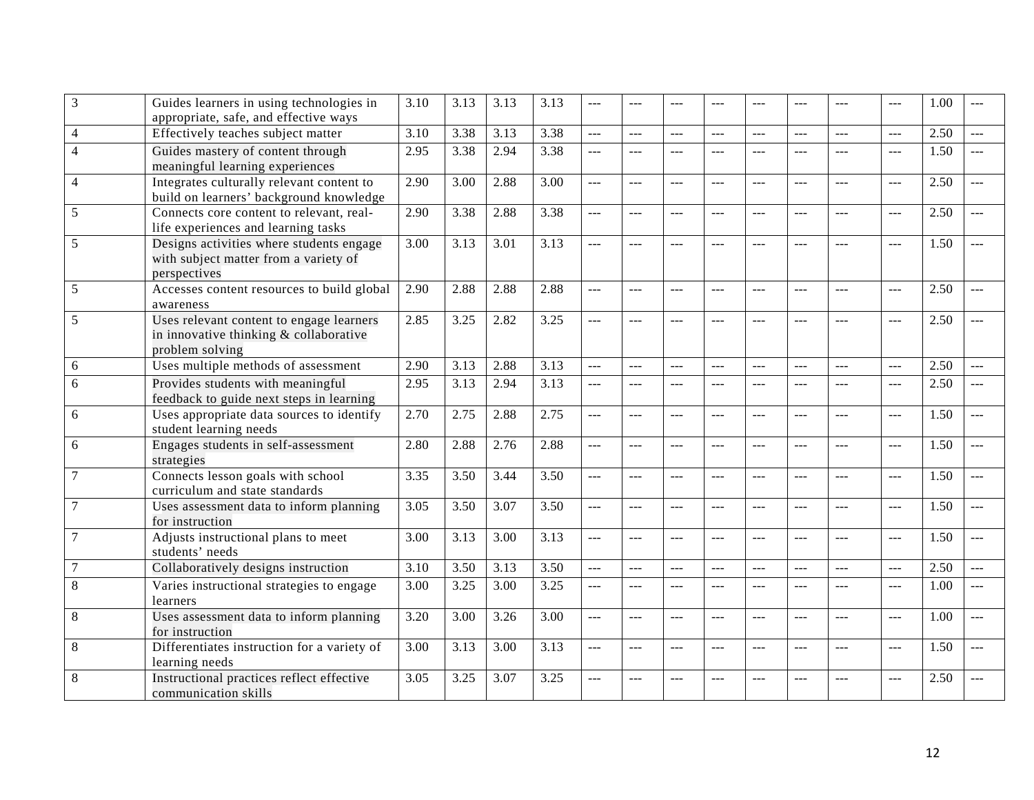| | | | | | | | | | | | | | | | |
|---|---|---|---|---|---|---|---|---|---|---|---|---|---|---|---|
| 3 | Guides learners in using technologies in appropriate, safe, and effective ways | 3.10 | 3.13 | 3.13 | 3.13 | --- | --- | --- | --- | --- | --- | --- | --- | 1.00 | --- |
| 4 | Effectively teaches subject matter | 3.10 | 3.38 | 3.13 | 3.38 | --- | --- | --- | --- | --- | --- | --- | --- | 2.50 | --- |
| 4 | Guides mastery of content through meaningful learning experiences | 2.95 | 3.38 | 2.94 | 3.38 | --- | --- | --- | --- | --- | --- | --- | --- | 1.50 | --- |
| 4 | Integrates culturally relevant content to build on learners' background knowledge | 2.90 | 3.00 | 2.88 | 3.00 | --- | --- | --- | --- | --- | --- | --- | --- | 2.50 | --- |
| 5 | Connects core content to relevant, real-life experiences and learning tasks | 2.90 | 3.38 | 2.88 | 3.38 | --- | --- | --- | --- | --- | --- | --- | --- | 2.50 | --- |
| 5 | Designs activities where students engage with subject matter from a variety of perspectives | 3.00 | 3.13 | 3.01 | 3.13 | --- | --- | --- | --- | --- | --- | --- | --- | 1.50 | --- |
| 5 | Accesses content resources to build global awareness | 2.90 | 2.88 | 2.88 | 2.88 | --- | --- | --- | --- | --- | --- | --- | --- | 2.50 | --- |
| 5 | Uses relevant content to engage learners in innovative thinking & collaborative problem solving | 2.85 | 3.25 | 2.82 | 3.25 | --- | --- | --- | --- | --- | --- | --- | --- | 2.50 | --- |
| 6 | Uses multiple methods of assessment | 2.90 | 3.13 | 2.88 | 3.13 | --- | --- | --- | --- | --- | --- | --- | --- | 2.50 | --- |
| 6 | Provides students with meaningful feedback to guide next steps in learning | 2.95 | 3.13 | 2.94 | 3.13 | --- | --- | --- | --- | --- | --- | --- | --- | 2.50 | --- |
| 6 | Uses appropriate data sources to identify student learning needs | 2.70 | 2.75 | 2.88 | 2.75 | --- | --- | --- | --- | --- | --- | --- | --- | 1.50 | --- |
| 6 | Engages students in self-assessment strategies | 2.80 | 2.88 | 2.76 | 2.88 | --- | --- | --- | --- | --- | --- | --- | --- | 1.50 | --- |
| 7 | Connects lesson goals with school curriculum and state standards | 3.35 | 3.50 | 3.44 | 3.50 | --- | --- | --- | --- | --- | --- | --- | --- | 1.50 | --- |
| 7 | Uses assessment data to inform planning for instruction | 3.05 | 3.50 | 3.07 | 3.50 | --- | --- | --- | --- | --- | --- | --- | --- | 1.50 | --- |
| 7 | Adjusts instructional plans to meet students' needs | 3.00 | 3.13 | 3.00 | 3.13 | --- | --- | --- | --- | --- | --- | --- | --- | 1.50 | --- |
| 7 | Collaboratively designs instruction | 3.10 | 3.50 | 3.13 | 3.50 | --- | --- | --- | --- | --- | --- | --- | --- | 2.50 | --- |
| 8 | Varies instructional strategies to engage learners | 3.00 | 3.25 | 3.00 | 3.25 | --- | --- | --- | --- | --- | --- | --- | --- | 1.00 | --- |
| 8 | Uses assessment data to inform planning for instruction | 3.20 | 3.00 | 3.26 | 3.00 | --- | --- | --- | --- | --- | --- | --- | --- | 1.00 | --- |
| 8 | Differentiates instruction for a variety of learning needs | 3.00 | 3.13 | 3.00 | 3.13 | --- | --- | --- | --- | --- | --- | --- | --- | 1.50 | --- |
| 8 | Instructional practices reflect effective communication skills | 3.05 | 3.25 | 3.07 | 3.25 | --- | --- | --- | --- | --- | --- | --- | --- | 2.50 | --- |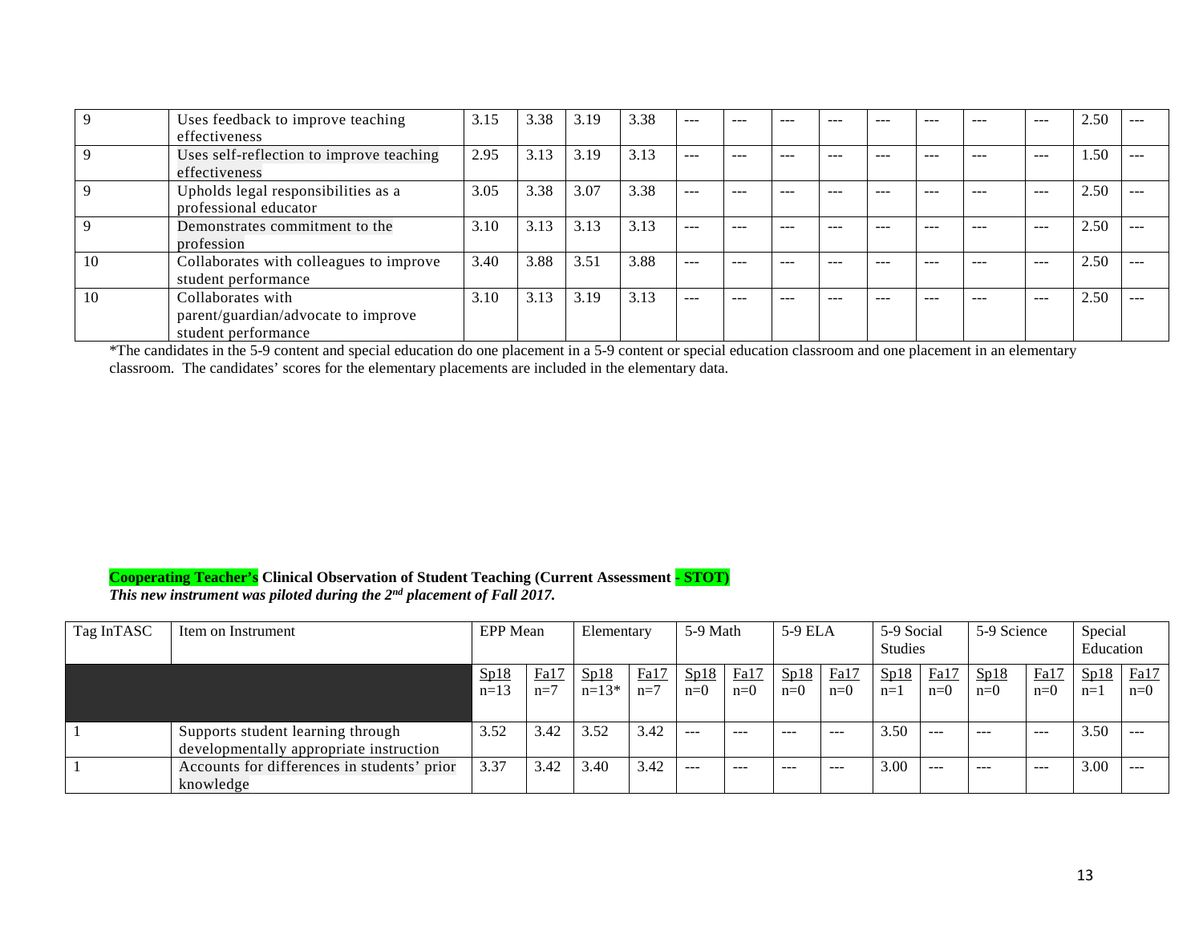| | | | | | | | | | | | | | | | |
|---|---|---|---|---|---|---|---|---|---|---|---|---|---|---|---|
| 9 | Uses feedback to improve teaching effectiveness | 3.15 | 3.38 | 3.19 | 3.38 | --- | --- | --- | --- | --- | --- | --- | --- | 2.50 | --- |
| 9 | Uses self-reflection to improve teaching effectiveness | 2.95 | 3.13 | 3.19 | 3.13 | --- | --- | --- | --- | --- | --- | --- | --- | 1.50 | --- |
| 9 | Upholds legal responsibilities as a professional educator | 3.05 | 3.38 | 3.07 | 3.38 | --- | --- | --- | --- | --- | --- | --- | --- | 2.50 | --- |
| 9 | Demonstrates commitment to the profession | 3.10 | 3.13 | 3.13 | 3.13 | --- | --- | --- | --- | --- | --- | --- | --- | 2.50 | --- |
| 10 | Collaborates with colleagues to improve student performance | 3.40 | 3.88 | 3.51 | 3.88 | --- | --- | --- | --- | --- | --- | --- | --- | 2.50 | --- |
| 10 | Collaborates with parent/guardian/advocate to improve student performance | 3.10 | 3.13 | 3.19 | 3.13 | --- | --- | --- | --- | --- | --- | --- | --- | 2.50 | --- |

*The candidates in the 5-9 content and special education do one placement in a 5-9 content or special education classroom and one placement in an elementary classroom. The candidates' scores for the elementary placements are included in the elementary data.

**Cooperating Teacher's Clinical Observation of Student Teaching (Current Assessment - STOT)**

***This new instrument was piloted during the 2nd placement of Fall 2017.***

| Tag InTASC | Item on Instrument | EPP Mean | | Elementary | | 5-9 Math | | 5-9 ELA | | 5-9 Social Studies | | 5-9 Science | | Special Education | |
|---|---|---|---|---|---|---|---|---|---|---|---|---|---|---|---|
| | | Sp18 n=13 | Fa17 n=7 | Sp18 n=13* | Fa17 n=7 | Sp18 n=0 | Fa17 n=0 | Sp18 n=0 | Fa17 n=0 | Sp18 n=1 | Fa17 n=0 | Sp18 n=0 | Fa17 n=0 | Sp18 n=1 | Fa17 n=0 |
| 1 | Supports student learning through developmentally appropriate instruction | 3.52 | 3.42 | 3.52 | 3.42 | --- | --- | --- | --- | 3.50 | --- | --- | --- | 3.50 | --- |
| 1 | Accounts for differences in students' prior knowledge | 3.37 | 3.42 | 3.40 | 3.42 | --- | --- | --- | --- | 3.00 | --- | --- | --- | 3.00 | --- |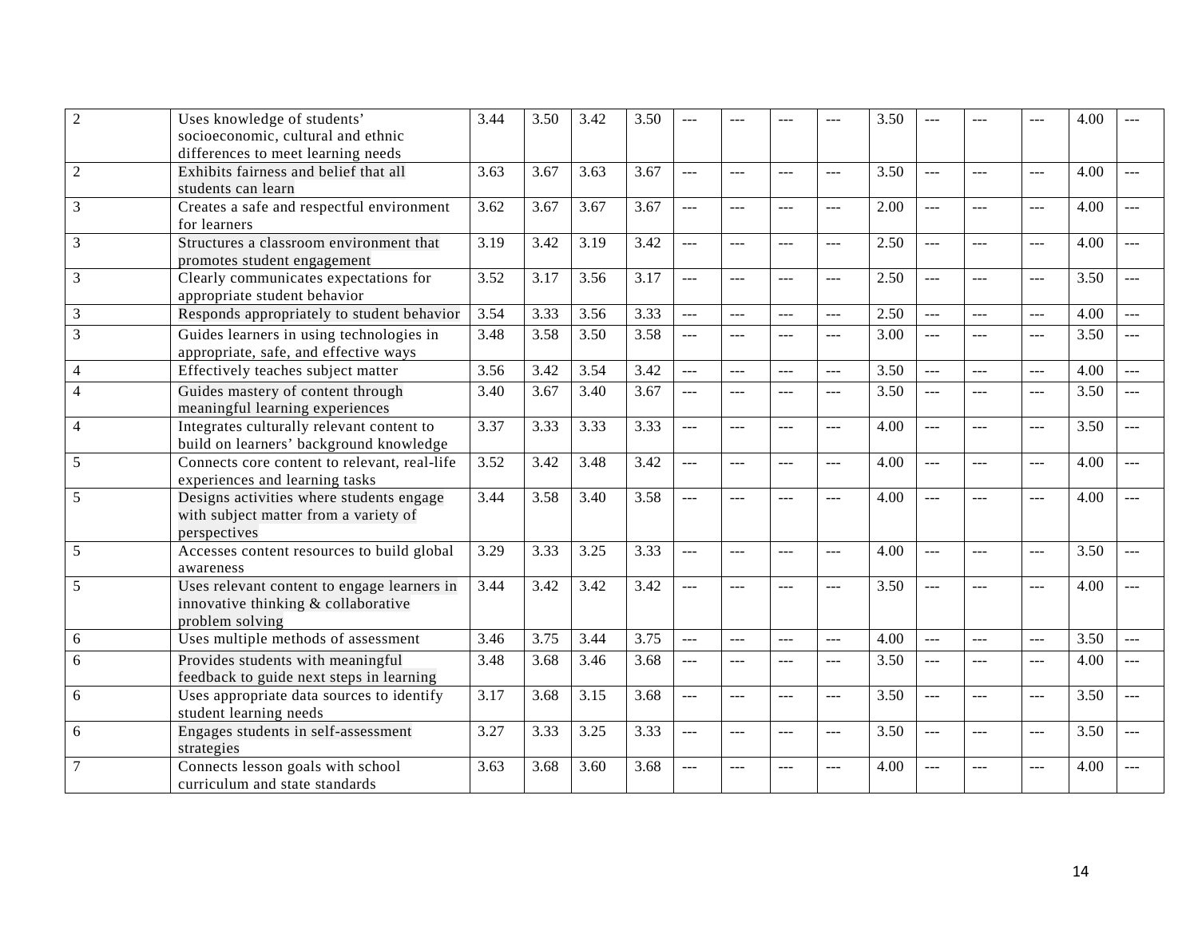| | | | | | | | | | | | | | | | |
|---|---|---|---|---|---|---|---|---|---|---|---|---|---|---|---|
| 2 | Uses knowledge of students' socioeconomic, cultural and ethnic differences to meet learning needs | 3.44 | 3.50 | 3.42 | 3.50 | --- | --- | --- | --- | 3.50 | --- | --- | --- | 4.00 | --- |
| 2 | Exhibits fairness and belief that all students can learn | 3.63 | 3.67 | 3.63 | 3.67 | --- | --- | --- | --- | 3.50 | --- | --- | --- | 4.00 | --- |
| 3 | Creates a safe and respectful environment for learners | 3.62 | 3.67 | 3.67 | 3.67 | --- | --- | --- | --- | 2.00 | --- | --- | --- | 4.00 | --- |
| 3 | Structures a classroom environment that promotes student engagement | 3.19 | 3.42 | 3.19 | 3.42 | --- | --- | --- | --- | 2.50 | --- | --- | --- | 4.00 | --- |
| 3 | Clearly communicates expectations for appropriate student behavior | 3.52 | 3.17 | 3.56 | 3.17 | --- | --- | --- | --- | 2.50 | --- | --- | --- | 3.50 | --- |
| 3 | Responds appropriately to student behavior | 3.54 | 3.33 | 3.56 | 3.33 | --- | --- | --- | --- | 2.50 | --- | --- | --- | 4.00 | --- |
| 3 | Guides learners in using technologies in appropriate, safe, and effective ways | 3.48 | 3.58 | 3.50 | 3.58 | --- | --- | --- | --- | 3.00 | --- | --- | --- | 3.50 | --- |
| 4 | Effectively teaches subject matter | 3.56 | 3.42 | 3.54 | 3.42 | --- | --- | --- | --- | 3.50 | --- | --- | --- | 4.00 | --- |
| 4 | Guides mastery of content through meaningful learning experiences | 3.40 | 3.67 | 3.40 | 3.67 | --- | --- | --- | --- | 3.50 | --- | --- | --- | 3.50 | --- |
| 4 | Integrates culturally relevant content to build on learners' background knowledge | 3.37 | 3.33 | 3.33 | 3.33 | --- | --- | --- | --- | 4.00 | --- | --- | --- | 3.50 | --- |
| 5 | Connects core content to relevant, real-life experiences and learning tasks | 3.52 | 3.42 | 3.48 | 3.42 | --- | --- | --- | --- | 4.00 | --- | --- | --- | 4.00 | --- |
| 5 | Designs activities where students engage with subject matter from a variety of perspectives | 3.44 | 3.58 | 3.40 | 3.58 | --- | --- | --- | --- | 4.00 | --- | --- | --- | 4.00 | --- |
| 5 | Accesses content resources to build global awareness | 3.29 | 3.33 | 3.25 | 3.33 | --- | --- | --- | --- | 4.00 | --- | --- | --- | 3.50 | --- |
| 5 | Uses relevant content to engage learners in innovative thinking & collaborative problem solving | 3.44 | 3.42 | 3.42 | 3.42 | --- | --- | --- | --- | 3.50 | --- | --- | --- | 4.00 | --- |
| 6 | Uses multiple methods of assessment | 3.46 | 3.75 | 3.44 | 3.75 | --- | --- | --- | --- | 4.00 | --- | --- | --- | 3.50 | --- |
| 6 | Provides students with meaningful feedback to guide next steps in learning | 3.48 | 3.68 | 3.46 | 3.68 | --- | --- | --- | --- | 3.50 | --- | --- | --- | 4.00 | --- |
| 6 | Uses appropriate data sources to identify student learning needs | 3.17 | 3.68 | 3.15 | 3.68 | --- | --- | --- | --- | 3.50 | --- | --- | --- | 3.50 | --- |
| 6 | Engages students in self-assessment strategies | 3.27 | 3.33 | 3.25 | 3.33 | --- | --- | --- | --- | 3.50 | --- | --- | --- | 3.50 | --- |
| 7 | Connects lesson goals with school curriculum and state standards | 3.63 | 3.68 | 3.60 | 3.68 | --- | --- | --- | --- | 4.00 | --- | --- | --- | 4.00 | --- |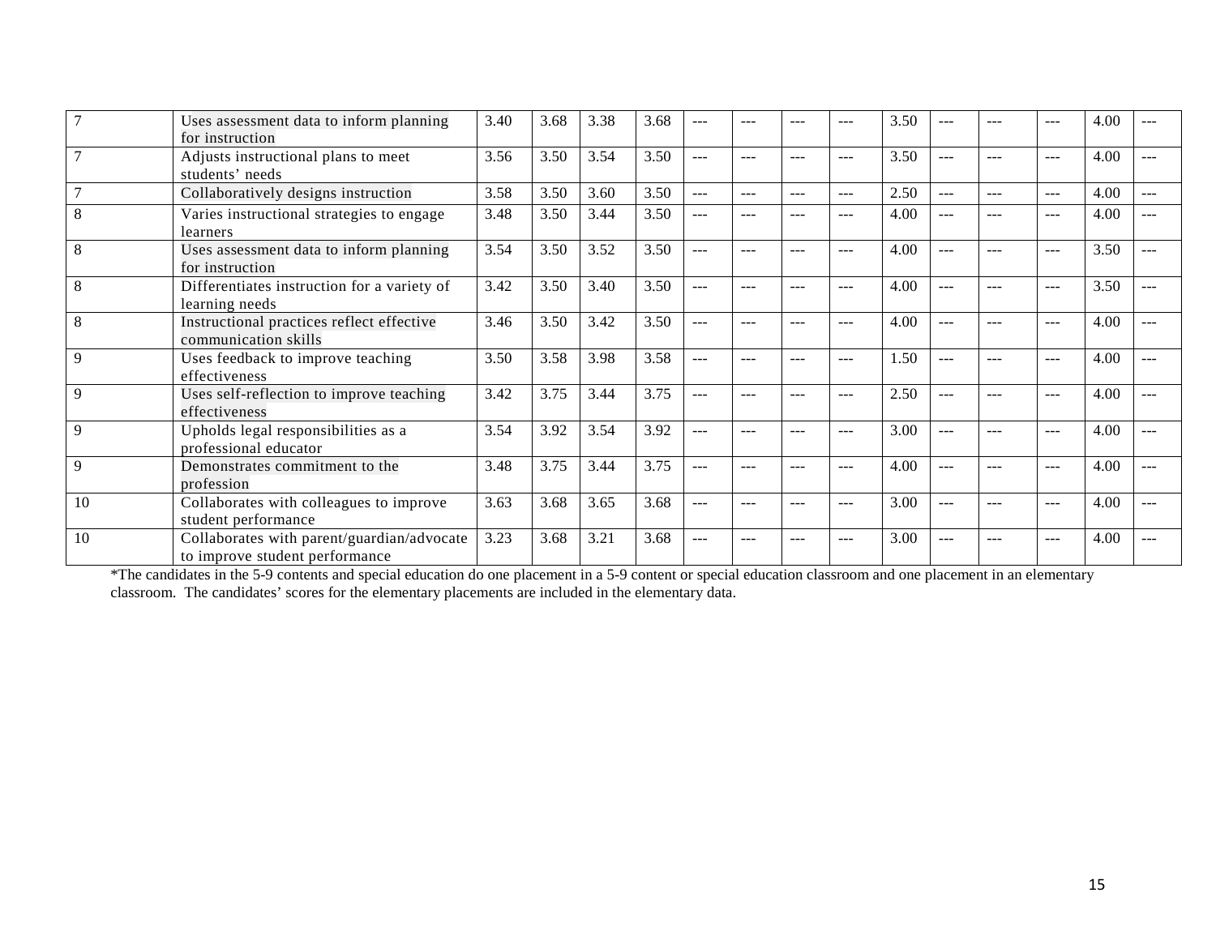| | | | | | | | | | | | | | | | |
|---|---|---|---|---|---|---|---|---|---|---|---|---|---|---|---|
| 7 | Uses assessment data to inform planning for instruction | 3.40 | 3.68 | 3.38 | 3.68 | --- | --- | --- | --- | 3.50 | --- | --- | --- | 4.00 | --- |
| 7 | Adjusts instructional plans to meet students' needs | 3.56 | 3.50 | 3.54 | 3.50 | --- | --- | --- | --- | 3.50 | --- | --- | --- | 4.00 | --- |
| 7 | Collaboratively designs instruction | 3.58 | 3.50 | 3.60 | 3.50 | --- | --- | --- | --- | 2.50 | --- | --- | --- | 4.00 | --- |
| 8 | Varies instructional strategies to engage learners | 3.48 | 3.50 | 3.44 | 3.50 | --- | --- | --- | --- | 4.00 | --- | --- | --- | 4.00 | --- |
| 8 | Uses assessment data to inform planning for instruction | 3.54 | 3.50 | 3.52 | 3.50 | --- | --- | --- | --- | 4.00 | --- | --- | --- | 3.50 | --- |
| 8 | Differentiates instruction for a variety of learning needs | 3.42 | 3.50 | 3.40 | 3.50 | --- | --- | --- | --- | 4.00 | --- | --- | --- | 3.50 | --- |
| 8 | Instructional practices reflect effective communication skills | 3.46 | 3.50 | 3.42 | 3.50 | --- | --- | --- | --- | 4.00 | --- | --- | --- | 4.00 | --- |
| 9 | Uses feedback to improve teaching effectiveness | 3.50 | 3.58 | 3.98 | 3.58 | --- | --- | --- | --- | 1.50 | --- | --- | --- | 4.00 | --- |
| 9 | Uses self-reflection to improve teaching effectiveness | 3.42 | 3.75 | 3.44 | 3.75 | --- | --- | --- | --- | 2.50 | --- | --- | --- | 4.00 | --- |
| 9 | Upholds legal responsibilities as a professional educator | 3.54 | 3.92 | 3.54 | 3.92 | --- | --- | --- | --- | 3.00 | --- | --- | --- | 4.00 | --- |
| 9 | Demonstrates commitment to the profession | 3.48 | 3.75 | 3.44 | 3.75 | --- | --- | --- | --- | 4.00 | --- | --- | --- | 4.00 | --- |
| 10 | Collaborates with colleagues to improve student performance | 3.63 | 3.68 | 3.65 | 3.68 | --- | --- | --- | --- | 3.00 | --- | --- | --- | 4.00 | --- |
| 10 | Collaborates with parent/guardian/advocate to improve student performance | 3.23 | 3.68 | 3.21 | 3.68 | --- | --- | --- | --- | 3.00 | --- | --- | --- | 4.00 | --- |

*The candidates in the 5-9 contents and special education do one placement in a 5-9 content or special education classroom and one placement in an elementary classroom. The candidates' scores for the elementary placements are included in the elementary data.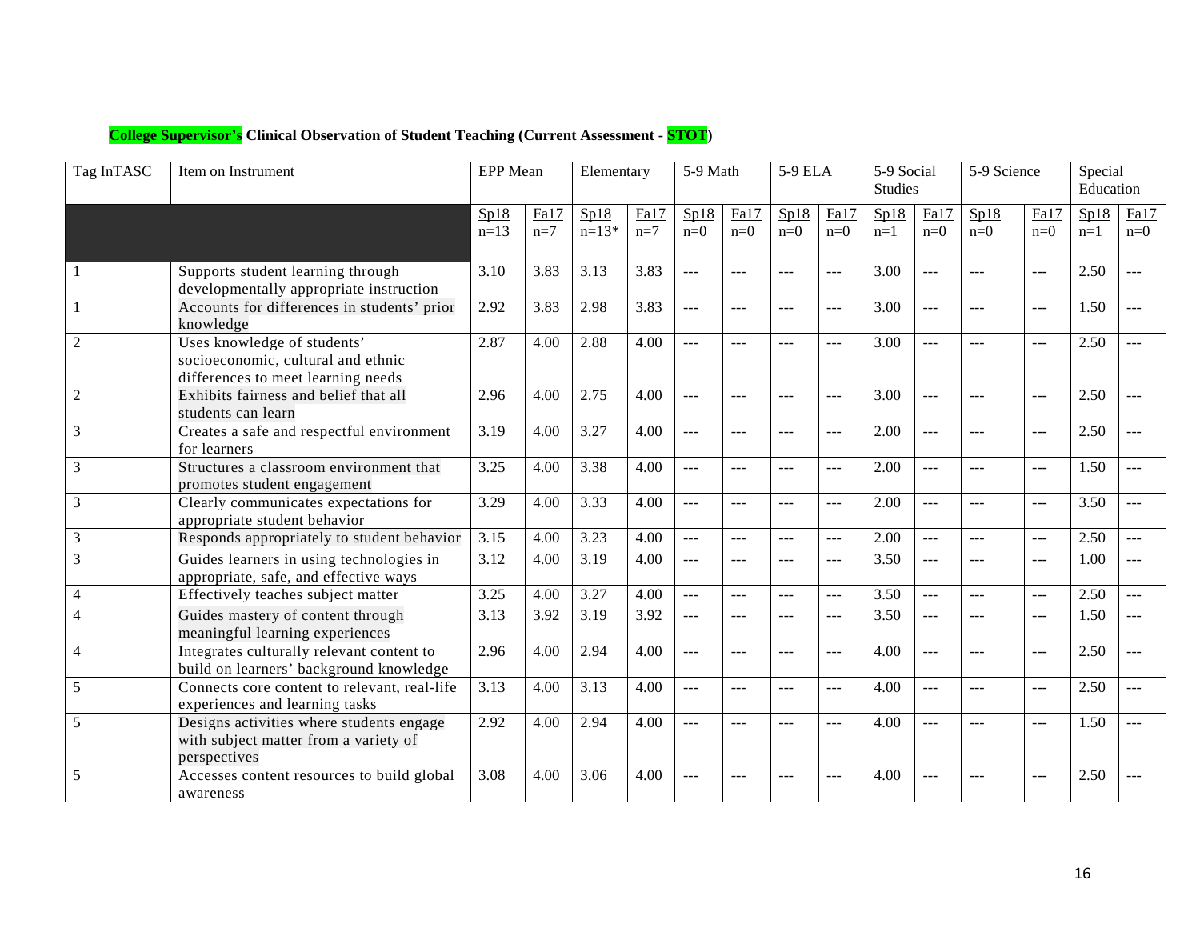**College Supervisor's Clinical Observation of Student Teaching (Current Assessment - STOT)**

| Tag InTASC | Item on Instrument | EPP Mean | | Elementary | | 5-9 Math | | 5-9 ELA | | 5-9 Social Studies | | 5-9 Science | | Special Education | |
|---|---|---|---|---|---|---|---|---|---|---|---|---|---|---|---|
| | | Sp18 n=13 | Fa17 n=7 | Sp18 n=13* | Fa17 n=7 | Sp18 n=0 | Fa17 n=0 | Sp18 n=0 | Fa17 n=0 | Sp18 n=1 | Fa17 n=0 | Sp18 n=0 | Fa17 n=0 | Sp18 n=1 | Fa17 n=0 |
| 1 | Supports student learning through developmentally appropriate instruction | 3.10 | 3.83 | 3.13 | 3.83 | --- | --- | --- | --- | 3.00 | --- | --- | --- | 2.50 | --- |
| 1 | Accounts for differences in students' prior knowledge | 2.92 | 3.83 | 2.98 | 3.83 | --- | --- | --- | --- | 3.00 | --- | --- | --- | 1.50 | --- |
| 2 | Uses knowledge of students' socioeconomic, cultural and ethnic differences to meet learning needs | 2.87 | 4.00 | 2.88 | 4.00 | --- | --- | --- | --- | 3.00 | --- | --- | --- | 2.50 | --- |
| 2 | Exhibits fairness and belief that all students can learn | 2.96 | 4.00 | 2.75 | 4.00 | --- | --- | --- | --- | 3.00 | --- | --- | --- | 2.50 | --- |
| 3 | Creates a safe and respectful environment for learners | 3.19 | 4.00 | 3.27 | 4.00 | --- | --- | --- | --- | 2.00 | --- | --- | --- | 2.50 | --- |
| 3 | Structures a classroom environment that promotes student engagement | 3.25 | 4.00 | 3.38 | 4.00 | --- | --- | --- | --- | 2.00 | --- | --- | --- | 1.50 | --- |
| 3 | Clearly communicates expectations for appropriate student behavior | 3.29 | 4.00 | 3.33 | 4.00 | --- | --- | --- | --- | 2.00 | --- | --- | --- | 3.50 | --- |
| 3 | Responds appropriately to student behavior | 3.15 | 4.00 | 3.23 | 4.00 | --- | --- | --- | --- | 2.00 | --- | --- | --- | 2.50 | --- |
| 3 | Guides learners in using technologies in appropriate, safe, and effective ways | 3.12 | 4.00 | 3.19 | 4.00 | --- | --- | --- | --- | 3.50 | --- | --- | --- | 1.00 | --- |
| 4 | Effectively teaches subject matter | 3.25 | 4.00 | 3.27 | 4.00 | --- | --- | --- | --- | 3.50 | --- | --- | --- | 2.50 | --- |
| 4 | Guides mastery of content through meaningful learning experiences | 3.13 | 3.92 | 3.19 | 3.92 | --- | --- | --- | --- | 3.50 | --- | --- | --- | 1.50 | --- |
| 4 | Integrates culturally relevant content to build on learners' background knowledge | 2.96 | 4.00 | 2.94 | 4.00 | --- | --- | --- | --- | 4.00 | --- | --- | --- | 2.50 | --- |
| 5 | Connects core content to relevant, real-life experiences and learning tasks | 3.13 | 4.00 | 3.13 | 4.00 | --- | --- | --- | --- | 4.00 | --- | --- | --- | 2.50 | --- |
| 5 | Designs activities where students engage with subject matter from a variety of perspectives | 2.92 | 4.00 | 2.94 | 4.00 | --- | --- | --- | --- | 4.00 | --- | --- | --- | 1.50 | --- |
| 5 | Accesses content resources to build global awareness | 3.08 | 4.00 | 3.06 | 4.00 | --- | --- | --- | --- | 4.00 | --- | --- | --- | 2.50 | --- |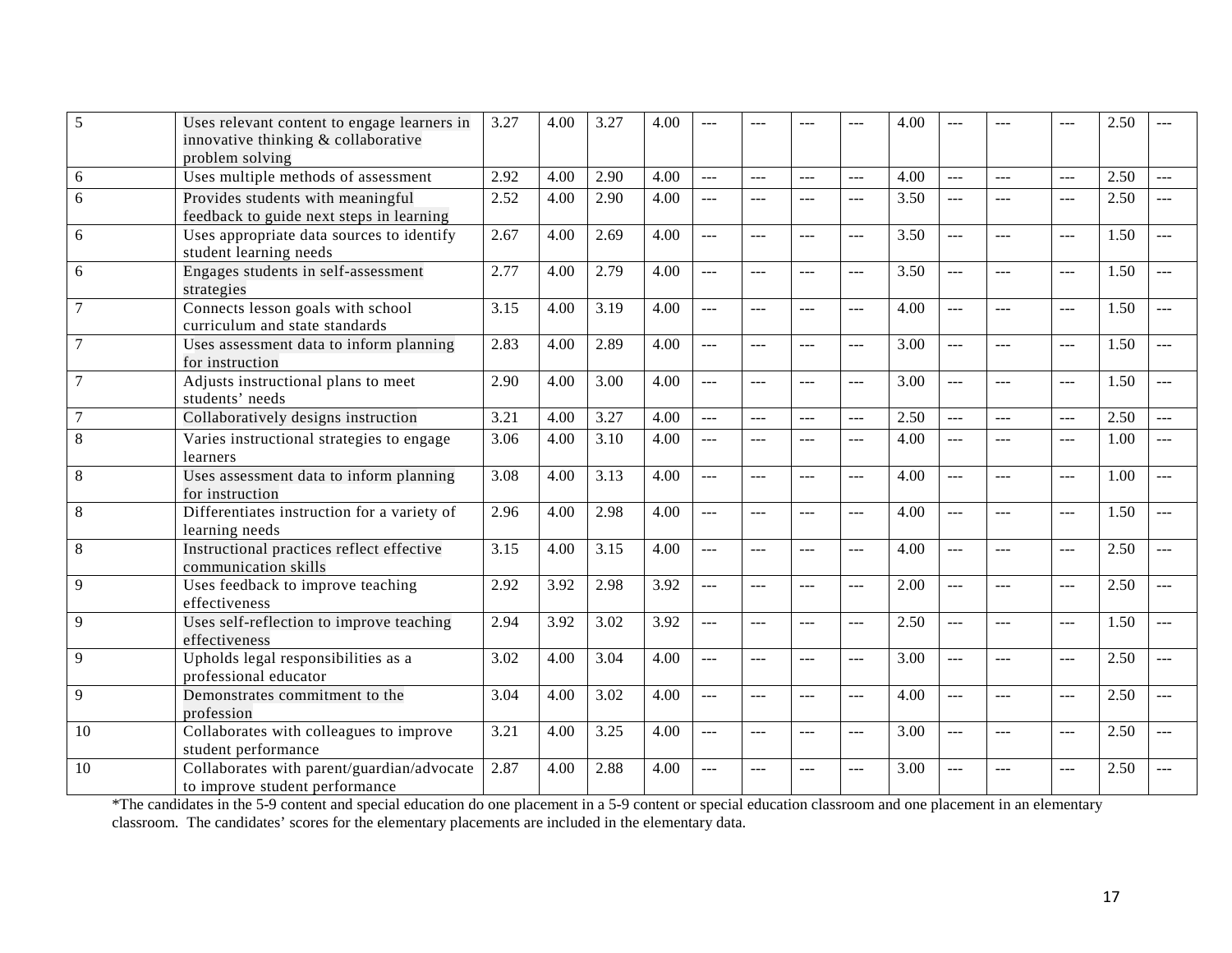| | | | | | | | | | | | | | | | |
|---|---|---|---|---|---|---|---|---|---|---|---|---|---|---|---|
| 5 | Uses relevant content to engage learners in innovative thinking & collaborative problem solving | 3.27 | 4.00 | 3.27 | 4.00 | --- | --- | --- | --- | 4.00 | --- | --- | --- | 2.50 | --- |
| 6 | Uses multiple methods of assessment | 2.92 | 4.00 | 2.90 | 4.00 | --- | --- | --- | --- | 4.00 | --- | --- | --- | 2.50 | --- |
| 6 | Provides students with meaningful feedback to guide next steps in learning | 2.52 | 4.00 | 2.90 | 4.00 | --- | --- | --- | --- | 3.50 | --- | --- | --- | 2.50 | --- |
| 6 | Uses appropriate data sources to identify student learning needs | 2.67 | 4.00 | 2.69 | 4.00 | --- | --- | --- | --- | 3.50 | --- | --- | --- | 1.50 | --- |
| 6 | Engages students in self-assessment strategies | 2.77 | 4.00 | 2.79 | 4.00 | --- | --- | --- | --- | 3.50 | --- | --- | --- | 1.50 | --- |
| 7 | Connects lesson goals with school curriculum and state standards | 3.15 | 4.00 | 3.19 | 4.00 | --- | --- | --- | --- | 4.00 | --- | --- | --- | 1.50 | --- |
| 7 | Uses assessment data to inform planning for instruction | 2.83 | 4.00 | 2.89 | 4.00 | --- | --- | --- | --- | 3.00 | --- | --- | --- | 1.50 | --- |
| 7 | Adjusts instructional plans to meet students' needs | 2.90 | 4.00 | 3.00 | 4.00 | --- | --- | --- | --- | 3.00 | --- | --- | --- | 1.50 | --- |
| 7 | Collaboratively designs instruction | 3.21 | 4.00 | 3.27 | 4.00 | --- | --- | --- | --- | 2.50 | --- | --- | --- | 2.50 | --- |
| 8 | Varies instructional strategies to engage learners | 3.06 | 4.00 | 3.10 | 4.00 | --- | --- | --- | --- | 4.00 | --- | --- | --- | 1.00 | --- |
| 8 | Uses assessment data to inform planning for instruction | 3.08 | 4.00 | 3.13 | 4.00 | --- | --- | --- | --- | 4.00 | --- | --- | --- | 1.00 | --- |
| 8 | Differentiates instruction for a variety of learning needs | 2.96 | 4.00 | 2.98 | 4.00 | --- | --- | --- | --- | 4.00 | --- | --- | --- | 1.50 | --- |
| 8 | Instructional practices reflect effective communication skills | 3.15 | 4.00 | 3.15 | 4.00 | --- | --- | --- | --- | 4.00 | --- | --- | --- | 2.50 | --- |
| 9 | Uses feedback to improve teaching effectiveness | 2.92 | 3.92 | 2.98 | 3.92 | --- | --- | --- | --- | 2.00 | --- | --- | --- | 2.50 | --- |
| 9 | Uses self-reflection to improve teaching effectiveness | 2.94 | 3.92 | 3.02 | 3.92 | --- | --- | --- | --- | 2.50 | --- | --- | --- | 1.50 | --- |
| 9 | Upholds legal responsibilities as a professional educator | 3.02 | 4.00 | 3.04 | 4.00 | --- | --- | --- | --- | 3.00 | --- | --- | --- | 2.50 | --- |
| 9 | Demonstrates commitment to the profession | 3.04 | 4.00 | 3.02 | 4.00 | --- | --- | --- | --- | 4.00 | --- | --- | --- | 2.50 | --- |
| 10 | Collaborates with colleagues to improve student performance | 3.21 | 4.00 | 3.25 | 4.00 | --- | --- | --- | --- | 3.00 | --- | --- | --- | 2.50 | --- |
| 10 | Collaborates with parent/guardian/advocate to improve student performance | 2.87 | 4.00 | 2.88 | 4.00 | --- | --- | --- | --- | 3.00 | --- | --- | --- | 2.50 | --- |

*The candidates in the 5-9 content and special education do one placement in a 5-9 content or special education classroom and one placement in an elementary classroom. The candidates' scores for the elementary placements are included in the elementary data.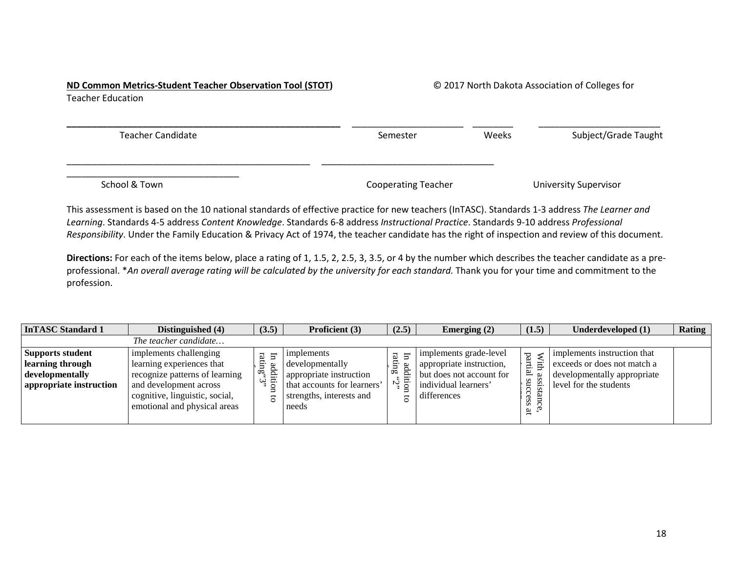**ND Common Metrics-Student Teacher Observation Tool (STOT)** © 2017 North Dakota Association of Colleges for Teacher Education

______________________________ ______________ ________ ______________

Teacher Candidate Semester Weeks Subject/Grade Taught

______________________________ ______________________________

______________________________

School & Town Cooperating Teacher University Supervisor

This assessment is based on the 10 national standards of effective practice for new teachers (InTASC). Standards 1-3 address *The Learner and Learning*. Standards 4-5 address *Content Knowledge*. Standards 6-8 address *Instructional Practice*. Standards 9-10 address *Professional Responsibility*. Under the Family Education & Privacy Act of 1974, the teacher candidate has the right of inspection and review of this document.

**Directions:** For each of the items below, place a rating of 1, 1.5, 2, 2.5, 3, 3.5, or 4 by the number which describes the teacher candidate as a pre-professional. \**An overall average rating will be calculated by the university for each standard.* Thank you for your time and commitment to the profession.

| **InTASC Standard 1** | **Distinguished (4)** | **(3.5)** | **Proficient (3)** | **(2.5)** | **Emerging (2)** | **(1.5)** | **Underdeveloped (1)** | **Rating** |
|---|---|---|---|---|---|---|---|---|
| | *The teacher candidate…* | | | | | | | |
| **Supports student learning through developmentally appropriate instruction** | implements challenging learning experiences that recognize patterns of learning and development across cognitive, linguistic, social, emotional and physical areas | In addition to rating "3" | implements developmentally appropriate instruction that accounts for learners' strengths, interests and needs | In addition to rating "2" | implements grade-level appropriate instruction, but does not account for individual learners' differences | With assistance, partial success at | implements instruction that exceeds or does not match a developmentally appropriate level for the students | |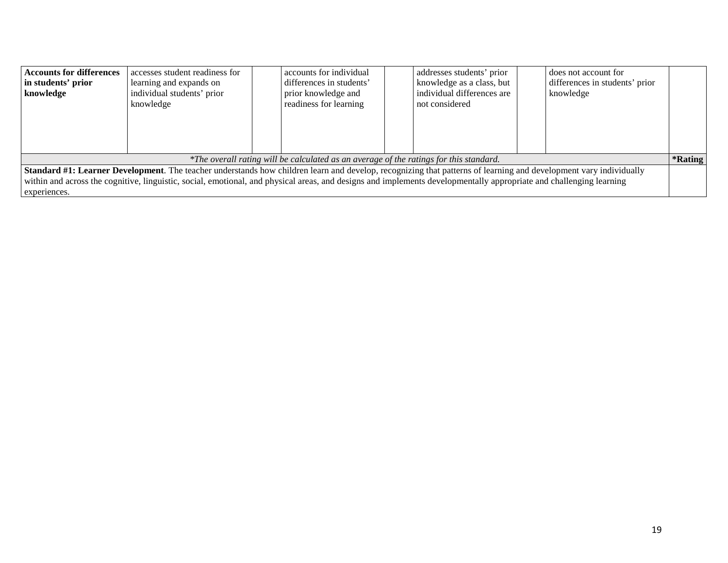| **Accounts for differences in students' prior knowledge** | accesses student readiness for learning and expands on individual students' prior knowledge | | accounts for individual differences in students' prior knowledge and readiness for learning | | addresses students' prior knowledge as a class, but individual differences are not considered | | does not account for differences in students' prior knowledge | |
|---|---|---|---|---|---|---|---|---|
| *\*The overall rating will be calculated as an average of the ratings for this standard.* | | | | | | | | **\*Rating** |
| **Standard #1: Learner Development**. The teacher understands how children learn and develop, recognizing that patterns of learning and development vary individually within and across the cognitive, linguistic, social, emotional, and physical areas, and designs and implements developmentally appropriate and challenging learning experiences. | | | | | | | | |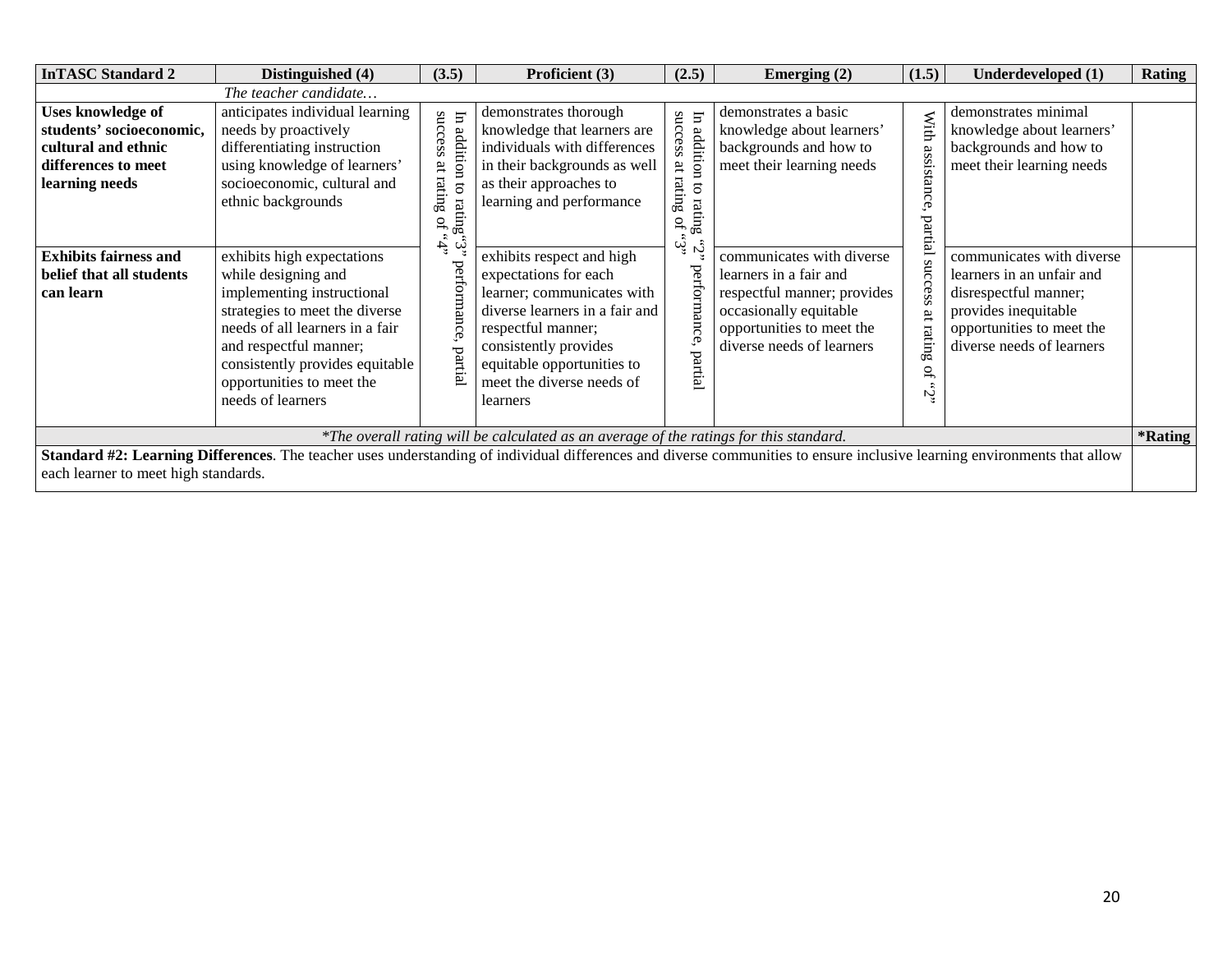| InTASC Standard 2 | Distinguished (4) | (3.5) | Proficient (3) | (2.5) | Emerging (2) | (1.5) | Underdeveloped (1) | Rating |
|---|---|---|---|---|---|---|---|---|
| | *The teacher candidate…* | | | | | | | |
| **Uses knowledge of students' socioeconomic, cultural and ethnic differences to meet learning needs** | anticipates individual learning needs by proactively differentiating instruction using knowledge of learners' socioeconomic, cultural and ethnic backgrounds | In additon to rating"3" performance, partial success at rating of "4" | demonstrates thorough knowledge that learners are individuals with differences in their backgrounds as well as their approaches to learning and performance | In addition to rating "2" performance, partial success at rating of "3" | demonstrates a basic knowledge about learners' backgrounds and how to meet their learning needs | With assistance, partial success at rating of "2" | demonstrates minimal knowledge about learners' backgrounds and how to meet their learning needs | |
| **Exhibits fairness and belief that all students can learn** | exhibits high expectations while designing and implementing instructional strategies to meet the diverse needs of all learners in a fair and respectful manner; consistently provides equitable opportunities to meet the needs of learners | | exhibits respect and high expectations for each learner; communicates with diverse learners in a fair and respectful manner; consistently provides equitable opportunities to meet the diverse needs of learners | | communicates with diverse learners in a fair and respectful manner; provides occasionally equitable opportunities to meet the diverse needs of learners | | communicates with diverse learners in an unfair and disrespectful manner; provides inequitable opportunities to meet the diverse needs of learners | |
| *\*The overall rating will be calculated as an average of the ratings for this standard.* | | | | | | | | **\*Rating** |
| **Standard #2: Learning Differences**. The teacher uses understanding of individual differences and diverse communities to ensure inclusive learning environments that allow each learner to meet high standards. | | | | | | | | |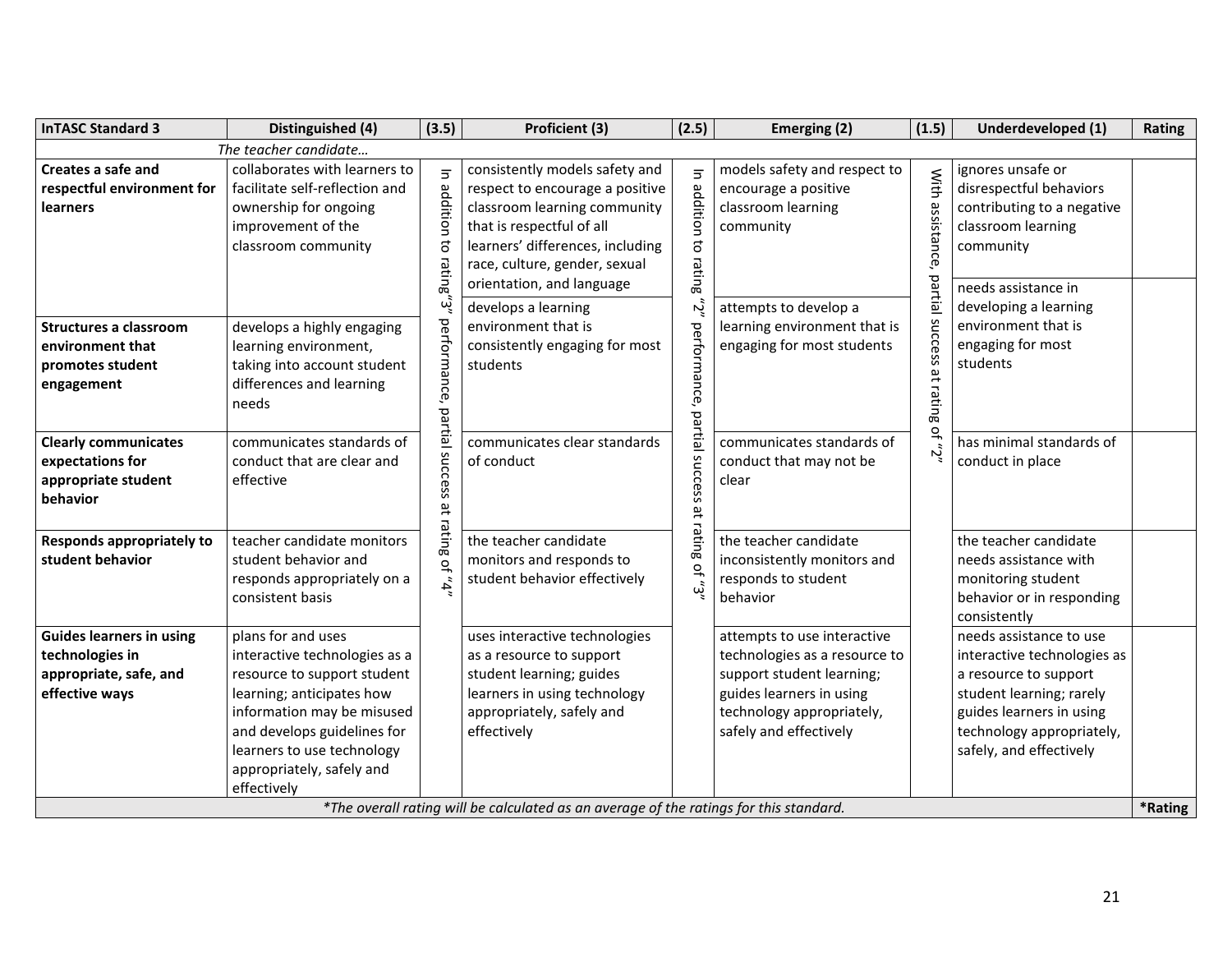| InTASC Standard 3 | Distinguished (4) | (3.5) | Proficient (3) | (2.5) | Emerging (2) | (1.5) | Underdeveloped (1) | Rating |
|---|---|---|---|---|---|---|---|---|
| | *The teacher candidate…* | | | | | | | |
| **Creates a safe and respectful environment for learners** | collaborates with learners to facilitate self-reflection and ownership for ongoing improvement of the classroom community | In addition to rating "3" performance, partial success at rating of "4" | consistently models safety and respect to encourage a positive classroom learning community that is respectful of all learners' differences, including race, culture, gender, sexual orientation, and language | In addition to rating "2" performance, partial success at rating of "3" | models safety and respect to encourage a positive classroom learning community | With assistance, partial success at rating of "2" | ignores unsafe or disrespectful behaviors contributing to a negative classroom learning community | |
| **Structures a classroom environment that promotes student engagement** | develops a highly engaging learning environment, taking into account student differences and learning needs | | develops a learning environment that is consistently engaging for most students | | attempts to develop a learning environment that is engaging for most students | | needs assistance in developing a learning environment that is engaging for most students | |
| **Clearly communicates expectations for appropriate student behavior** | communicates standards of conduct that are clear and effective | | communicates clear standards of conduct | | communicates standards of conduct that may not be clear | | has minimal standards of conduct in place | |
| **Responds appropriately to student behavior** | teacher candidate monitors student behavior and responds appropriately on a consistent basis | | the teacher candidate monitors and responds to student behavior effectively | | the teacher candidate inconsistently monitors and responds to student behavior | | the teacher candidate needs assistance with monitoring student behavior or in responding consistently | |
| **Guides learners in using technologies in appropriate, safe, and effective ways** | plans for and uses interactive technologies as a resource to support student learning; anticipates how information may be misused and develops guidelines for learners to use technology appropriately, safely and effectively | | uses interactive technologies as a resource to support student learning; guides learners in using technology appropriately, safely and effectively | | attempts to use interactive technologies as a resource to support student learning; guides learners in using technology appropriately, safely and effectively | | needs assistance to use interactive technologies as a resource to support student learning; rarely guides learners in using technology appropriately, safely, and effectively | |
| *\*The overall rating will be calculated as an average of the ratings for this standard.* | | | | | | | | **\*Rating** |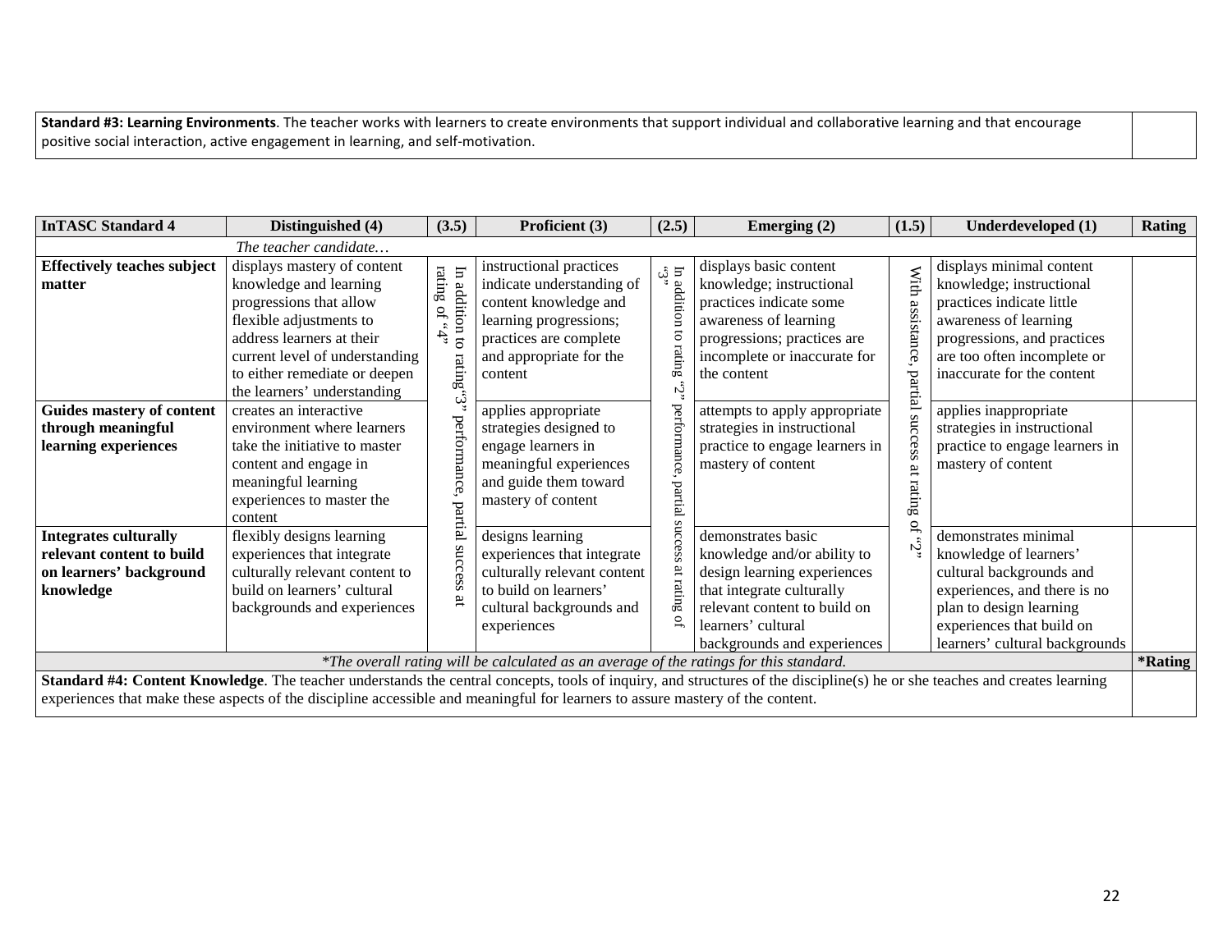| **Standard #3: Learning Environments**. The teacher works with learners to create environments that support individual and collaborative learning and that encourage positive social interaction, active engagement in learning, and self-motivation. | |
|---|---|

| **InTASC Standard 4** | **Distinguished (4)** | **(3.5)** | **Proficient (3)** | **(2.5)** | **Emerging (2)** | **(1.5)** | **Underdeveloped (1)** | **Rating** |
|---|---|---|---|---|---|---|---|---|
| | *The teacher candidate…* | | | | | | | |
| **Effectively teaches subject matter** | displays mastery of content knowledge and learning progressions that allow flexible adjustments to address learners at their current level of understanding to either remediate or deepen the learners' understanding | In addition to rating"3" performance, partial success at rating of "4" | instructional practices indicate understanding of content knowledge and learning progressions; practices are complete and appropriate for the content | In addition to rating "2" performance, partial success at rating of "3" | displays basic content knowledge; instructional practices indicate some awareness of learning progressions; practices are incomplete or inaccurate for the content | With assistance, partial success at rating of "2" | displays minimal content knowledge; instructional practices indicate little awareness of learning progressions, and practices are too often incomplete or inaccurate for the content | |
| **Guides mastery of content through meaningful learning experiences** | creates an interactive environment where learners take the initiative to master content and engage in meaningful learning experiences to master the content | | applies appropriate strategies designed to engage learners in meaningful experiences and guide them toward mastery of content | | attempts to apply appropriate strategies in instructional practice to engage learners in mastery of content | | applies inappropriate strategies in instructional practice to engage learners in mastery of content | |
| **Integrates culturally relevant content to build on learners' background knowledge** | flexibly designs learning experiences that integrate culturally relevant content to build on learners' cultural backgrounds and experiences | | designs learning experiences that integrate culturally relevant content to build on learners' cultural backgrounds and experiences | | demonstrates basic knowledge and/or ability to design learning experiences that integrate culturally relevant content to build on learners' cultural backgrounds and experiences | | demonstrates minimal knowledge of learners' cultural backgrounds and experiences, and there is no plan to design learning experiences that build on learners' cultural backgrounds | |
| *\*The overall rating will be calculated as an average of the ratings for this standard.* | | | | | | | | **\*Rating** |
| **Standard #4: Content Knowledge**. The teacher understands the central concepts, tools of inquiry, and structures of the discipline(s) he or she teaches and creates learning experiences that make these aspects of the discipline accessible and meaningful for learners to assure mastery of the content. | | | | | | | | |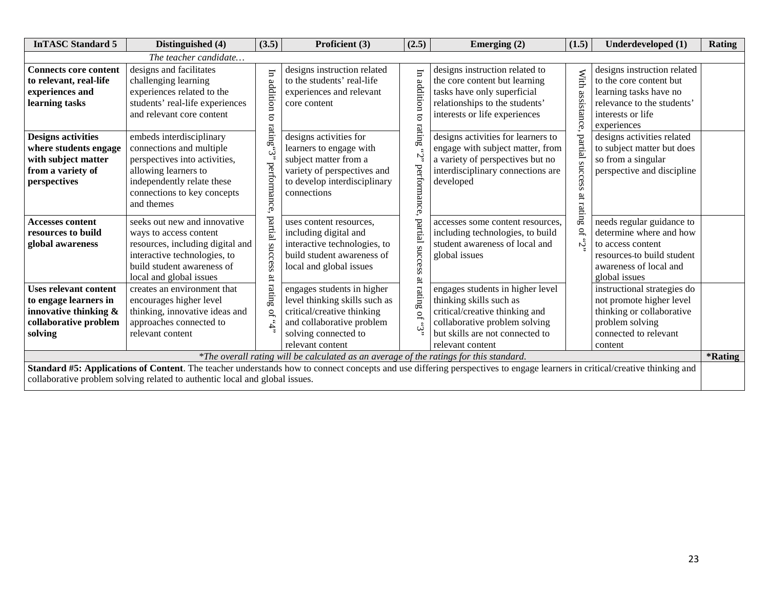| InTASC Standard 5 | Distinguished (4) | (3.5) | Proficient (3) | (2.5) | Emerging (2) | (1.5) | Underdeveloped (1) | Rating |
|---|---|---|---|---|---|---|---|---|
| *The teacher candidate…* | | | | | | | | |
| **Connects core content to relevant, real-life experiences and learning tasks** | designs and facilitates challenging learning experiences related to the students' real-life experiences and relevant core content | In addition to rating "3" performance, partial success at rating of "4" | designs instruction related to the students' real-life experiences and relevant core content | In addition to rating "2" performance, partial success at rating of "3" | designs instruction related to the core content but learning tasks have only superficial relationships to the students' interests or life experiences | With assistance, partial success at rating of "2" | designs instruction related to the core content but learning tasks have no relevance to the students' interests or life experiences | |
| **Designs activities where students engage with subject matter from a variety of perspectives** | embeds interdisciplinary connections and multiple perspectives into activities, allowing learners to independently relate these connections to key concepts and themes | | designs activities for learners to engage with subject matter from a variety of perspectives and to develop interdisciplinary connections | | designs activities for learners to engage with subject matter, from a variety of perspectives but no interdisciplinary connections are developed | | designs activities related to subject matter but does so from a singular perspective and discipline | |
| **Accesses content resources to build global awareness** | seeks out new and innovative ways to access content resources, including digital and interactive technologies, to build student awareness of local and global issues | | uses content resources, including digital and interactive technologies, to build student awareness of local and global issues | | accesses some content resources, including technologies, to build student awareness of local and global issues | | needs regular guidance to determine where and how to access content resources to build student awareness of local and global issues | |
| **Uses relevant content to engage learners in innovative thinking & collaborative problem solving** | creates an environment that encourages higher level thinking, innovative ideas and approaches connected to relevant content | | engages students in higher level thinking skills such as critical/creative thinking and collaborative problem solving connected to relevant content | | engages students in higher level thinking skills such as critical/creative thinking and collaborative problem solving but skills are not connected to relevant content | | instructional strategies do not promote higher level thinking or collaborative problem solving connected to relevant content | |
| *\*The overall rating will be calculated as an average of the ratings for this standard.* | | | | | | | | **\*Rating** |
| **Standard #5: Applications of Content**. The teacher understands how to connect concepts and use differing perspectives to engage learners in critical/creative thinking and collaborative problem solving related to authentic local and global issues. | | | | | | | | |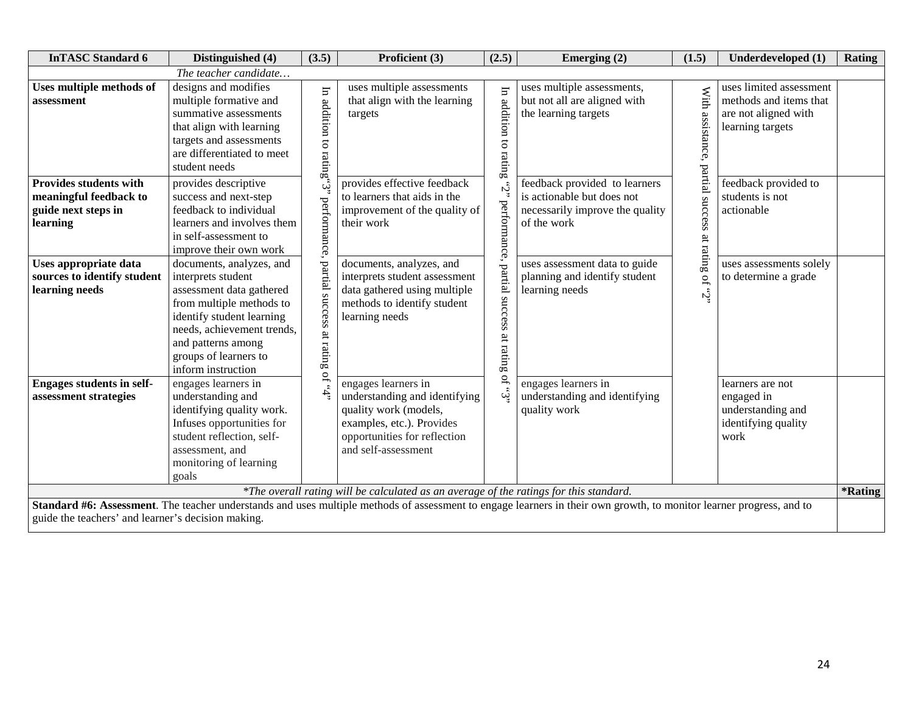| InTASC Standard 6 | Distinguished (4) | (3.5) | Proficient (3) | (2.5) | Emerging (2) | (1.5) | Underdeveloped (1) | Rating |
|---|---|---|---|---|---|---|---|---|
| | *The teacher candidate…* | | | | | | | |
| **Uses multiple methods of assessment** | designs and modifies multiple formative and summative assessments that align with learning targets and assessments are differentiated to meet student needs | In addition to rating"3" performance, partial success at rating of "4" | uses multiple assessments that align with the learning targets | In addition to rating "2" performance, partial success at rating of "3" | uses multiple assessments, but not all are aligned with the learning targets | With assistance, partial success at rating of "2" | uses limited assessment methods and items that are not aligned with learning targets | |
| **Provides students with meaningful feedback to guide next steps in learning** | provides descriptive success and next-step feedback to individual learners and involves them in self-assessment to improve their own work | | provides effective feedback to learners that aids in the improvement of the quality of their work | | feedback provided to learners is actionable but does not necessarily improve the quality of the work | | feedback provided to students is not actionable | |
| **Uses appropriate data sources to identify student learning needs** | documents, analyzes, and interprets student assessment data gathered from multiple methods to identify student learning needs, achievement trends, and patterns among groups of learners to inform instruction | | documents, analyzes, and interprets student assessment data gathered using multiple methods to identify student learning needs | | uses assessment data to guide planning and identify student learning needs | | uses assessments solely to determine a grade | |
| **Engages students in self-assessment strategies** | engages learners in understanding and identifying quality work. Infuses opportunities for student reflection, self-assessment, and monitoring of learning goals | | engages learners in understanding and identifying quality work (models, examples, etc.). Provides opportunities for reflection and self-assessment | | engages learners in understanding and identifying quality work | | learners are not engaged in understanding and identifying quality work | |
| *\*The overall rating will be calculated as an average of the ratings for this standard.* | | | | | | | | **\*Rating** |
| **Standard #6: Assessment**. The teacher understands and uses multiple methods of assessment to engage learners in their own growth, to monitor learner progress, and to guide the teachers' and learner's decision making. | | | | | | | | |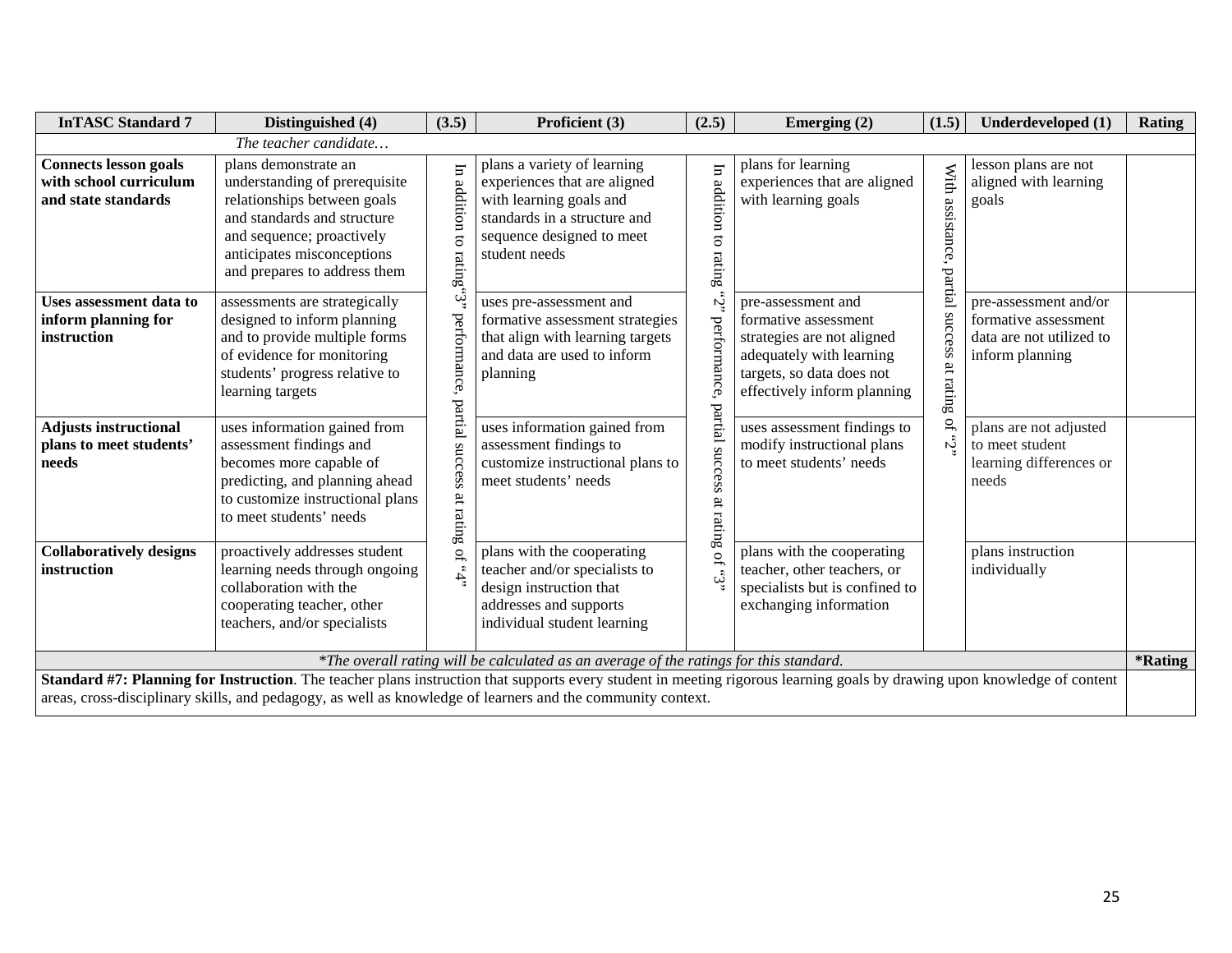| InTASC Standard 7 | Distinguished (4) | (3.5) | Proficient (3) | (2.5) | Emerging (2) | (1.5) | Underdeveloped (1) | Rating |
|---|---|---|---|---|---|---|---|---|
| *The teacher candidate…* | | | | | | | | |
| **Connects lesson goals with school curriculum and state standards** | plans demonstrate an understanding of prerequisite relationships between goals and standards and structure and sequence; proactively anticipates misconceptions and prepares to address them | In addition to rating "3" performance, partial success at rating of "4" | plans a variety of learning experiences that are aligned with learning goals and standards in a structure and sequence designed to meet student needs | In addition to rating "2" performance, partial success at rating of "3" | plans for learning experiences that are aligned with learning goals | With assistance, partial success at rating of "2" | lesson plans are not aligned with learning goals | |
| **Uses assessment data to inform planning for instruction** | assessments are strategically designed to inform planning and to provide multiple forms of evidence for monitoring students' progress relative to learning targets | | uses pre-assessment and formative assessment strategies that align with learning targets and data are used to inform planning | | pre-assessment and formative assessment strategies are not aligned adequately with learning targets, so data does not effectively inform planning | | pre-assessment and/or formative assessment data are not utilized to inform planning | |
| **Adjusts instructional plans to meet students' needs** | uses information gained from assessment findings and becomes more capable of predicting, and planning ahead to customize instructional plans to meet students' needs | | uses information gained from assessment findings to customize instructional plans to meet students' needs | | uses assessment findings to modify instructional plans to meet students' needs | | plans are not adjusted to meet student learning differences or needs | |
| **Collaboratively designs instruction** | proactively addresses student learning needs through ongoing collaboration with the cooperating teacher, other teachers, and/or specialists | | plans with the cooperating teacher and/or specialists to design instruction that addresses and supports individual student learning | | plans with the cooperating teacher, other teachers, or specialists but is confined to exchanging information | | plans instruction individually | |
| *\*The overall rating will be calculated as an average of the ratings for this standard.* | | | | | | | | **\*Rating** |
| **Standard #7: Planning for Instruction**. The teacher plans instruction that supports every student in meeting rigorous learning goals by drawing upon knowledge of content areas, cross-disciplinary skills, and pedagogy, as well as knowledge of learners and the community context. | | | | | | | | |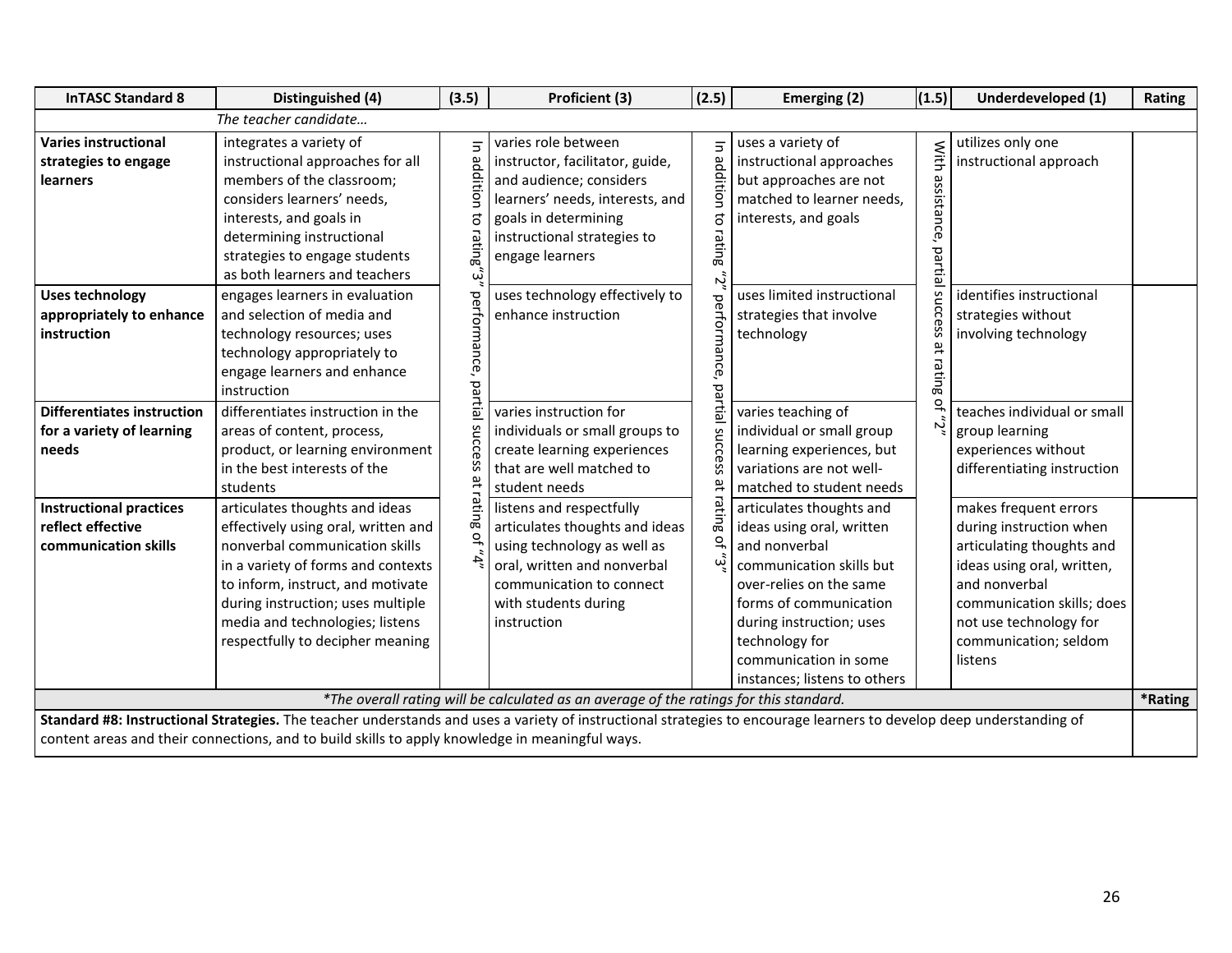| InTASC Standard 8 | Distinguished (4) | (3.5) | Proficient (3) | (2.5) | Emerging (2) | (1.5) | Underdeveloped (1) | Rating |
|---|---|---|---|---|---|---|---|---|
| | *The teacher candidate…* | | | | | | | |
| **Varies instructional strategies to engage learners** | integrates a variety of instructional approaches for all members of the classroom; considers learners' needs, interests, and goals in determining instructional strategies to engage students as both learners and teachers | In addition to rating "3" performance, partial success at rating of "4" | varies role between instructor, facilitator, guide, and audience; considers learners' needs, interests, and goals in determining instructional strategies to engage learners | In addition to rating "2" performance, partial success at rating of "3" | uses a variety of instructional approaches but approaches are not matched to learner needs, interests, and goals | With assistance, partial success at rating of "2" | utilizes only one instructional approach | |
| **Uses technology appropriately to enhance instruction** | engages learners in evaluation and selection of media and technology resources; uses technology appropriately to engage learners and enhance instruction | | uses technology effectively to enhance instruction | | uses limited instructional strategies that involve technology | | identifies instructional strategies without involving technology | |
| **Differentiates instruction for a variety of learning needs** | differentiates instruction in the areas of content, process, product, or learning environment in the best interests of the students | | varies instruction for individuals or small groups to create learning experiences that are well matched to student needs | | varies teaching of individual or small group learning experiences, but variations are not well-matched to student needs | | teaches individual or small group learning experiences without differentiating instruction | |
| **Instructional practices reflect effective communication skills** | articulates thoughts and ideas effectively using oral, written and nonverbal communication skills in a variety of forms and contexts to inform, instruct, and motivate during instruction; uses multiple media and technologies; listens respectfully to decipher meaning | | listens and respectfully articulates thoughts and ideas using technology as well as oral, written and nonverbal communication to connect with students during instruction | | articulates thoughts and ideas using oral, written and nonverbal communication skills but over-relies on the same forms of communication during instruction; uses technology for communication in some instances; listens to others | | makes frequent errors during instruction when articulating thoughts and ideas using oral, written, and nonverbal communication skills; does not use technology for communication; seldom listens | |
| *\*The overall rating will be calculated as an average of the ratings for this standard.* | | | | | | | | **\*Rating** |
| **Standard #8: Instructional Strategies.** The teacher understands and uses a variety of instructional strategies to encourage learners to develop deep understanding of content areas and their connections, and to build skills to apply knowledge in meaningful ways. | | | | | | | | |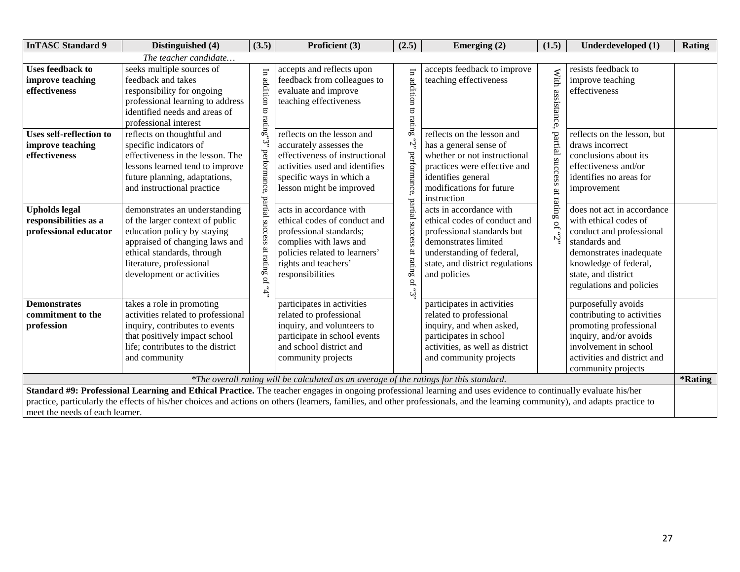| InTASC Standard 9 | Distinguished (4) | (3.5) | Proficient (3) | (2.5) | Emerging (2) | (1.5) | Underdeveloped (1) | Rating |
|---|---|---|---|---|---|---|---|---|
| *The teacher candidate…* | | | | | | | | |
| **Uses feedback to improve teaching effectiveness** | seeks multiple sources of feedback and takes responsibility for ongoing professional learning to address identified needs and areas of professional interest | In addition to rating"3" performance, partial success at rating of "4" | accepts and reflects upon feedback from colleagues to evaluate and improve teaching effectiveness | In addition to rating "2" performance, partial success at rating of "3" | accepts feedback to improve teaching effectiveness | With assistance, partial success at rating of "2" | resists feedback to improve teaching effectiveness | |
| **Uses self-reflection to improve teaching effectiveness** | reflects on thoughtful and specific indicators of effectiveness in the lesson. The lessons learned tend to improve future planning, adaptations, and instructional practice | | reflects on the lesson and accurately assesses the effectiveness of instructional activities used and identifies specific ways in which a lesson might be improved | | reflects on the lesson and has a general sense of whether or not instructional practices were effective and identifies general modifications for future instruction | | reflects on the lesson, but draws incorrect conclusions about its effectiveness and/or identifies no areas for improvement | |
| **Upholds legal responsibilities as a professional educator** | demonstrates an understanding of the larger context of public education policy by staying appraised of changing laws and ethical standards, through literature, professional development or activities | | acts in accordance with ethical codes of conduct and professional standards; complies with laws and policies related to learners' rights and teachers' responsibilities | | acts in accordance with ethical codes of conduct and professional standards but demonstrates limited understanding of federal, state, and district regulations and policies | | does not act in accordance with ethical codes of conduct and professional standards and demonstrates inadequate knowledge of federal, state, and district regulations and policies | |
| **Demonstrates commitment to the profession** | takes a role in promoting activities related to professional inquiry, contributes to events that positively impact school life; contributes to the district and community | | participates in activities related to professional inquiry, and volunteers to participate in school events and school district and community projects | | participates in activities related to professional inquiry, and when asked, participates in school activities, as well as district and community projects | | purposefully avoids contributing to activities promoting professional inquiry, and/or avoids involvement in school activities and district and community projects | |
| *\*The overall rating will be calculated as an average of the ratings for this standard.* | | | | | | | | **\*Rating** |
| **Standard #9: Professional Learning and Ethical Practice.** The teacher engages in ongoing professional learning and uses evidence to continually evaluate his/her practice, particularly the effects of his/her choices and actions on others (learners, families, and other professionals, and the learning community), and adapts practice to meet the needs of each learner. | | | | | | | | |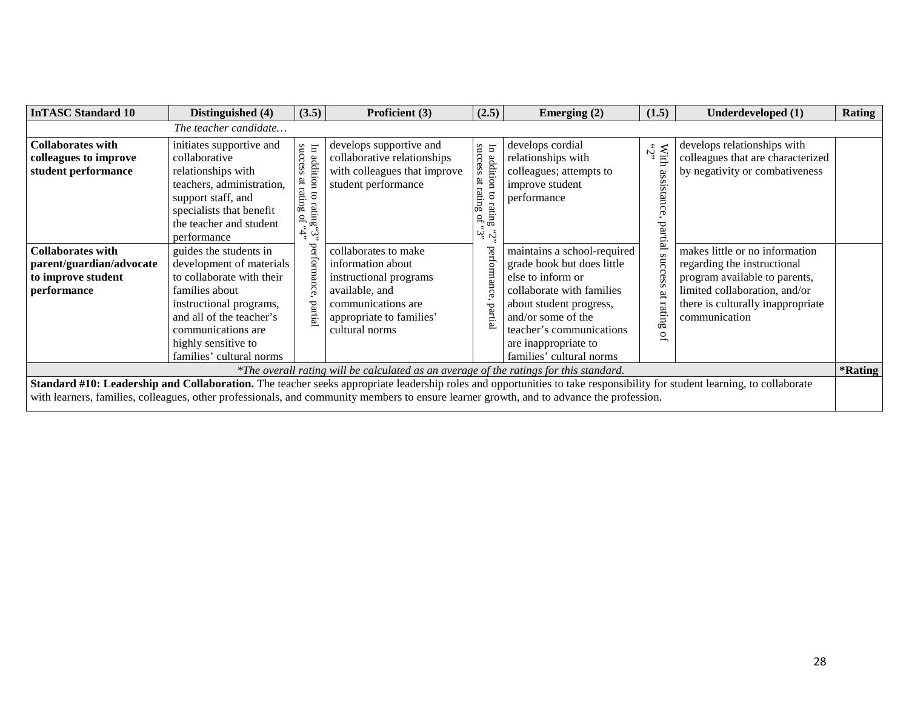| InTASC Standard 10 | Distinguished (4) | (3.5) | Proficient (3) | (2.5) | Emerging (2) | (1.5) | Underdeveloped (1) | Rating |
|---|---|---|---|---|---|---|---|---|
| | *The teacher candidate…* | | | | | | | |
| **Collaborates with colleagues to improve student performance** | initiates supportive and collaborative relationships with teachers, administration, support staff, and specialists that benefit the teacher and student performance | In addition to rating "3" performance, partial success at rating of "4" | develops supportive and collaborative relationships with colleagues that improve student performance | In addition to rating "2" performance, partial success at rating of "3" | develops cordial relationships with colleagues; attempts to improve student performance | With assistance, partial success at rating of "2" | develops relationships with colleagues that are characterized by negativity or combativeness | |
| **Collaborates with parent/guardian/advocate to improve student performance** | guides the students in development of materials to collaborate with their families about instructional programs, and all of the teacher's communications are highly sensitive to families' cultural norms | | collaborates to make information about instructional programs available, and communications are appropriate to families' cultural norms | | maintains a school-required grade book but does little else to inform or collaborate with families about student progress, and/or some of the teacher's communications are inappropriate to families' cultural norms | | makes little or no information regarding the instructional program available to parents, limited collaboration, and/or there is culturally inappropriate communication | |
| *\*The overall rating will be calculated as an average of the ratings for this standard.* | | | | | | | | **\*Rating** |
| **Standard #10: Leadership and Collaboration.** The teacher seeks appropriate leadership roles and opportunities to take responsibility for student learning, to collaborate with learners, families, colleagues, other professionals, and community members to ensure learner growth, and to advance the profession. | | | | | | | | |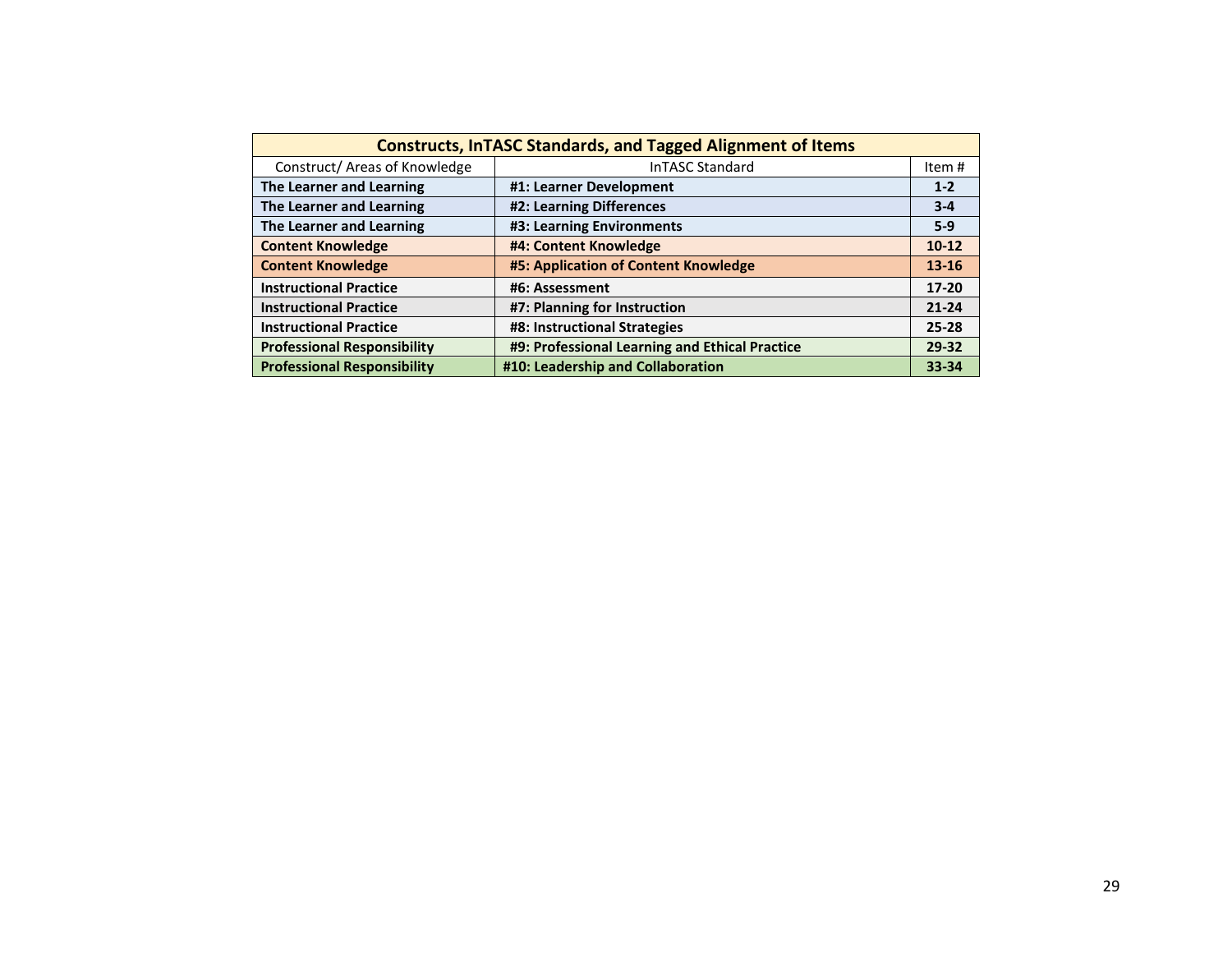| Constructs, InTASC Standards, and Tagged Alignment of Items | | |
|---|---|---|
| Construct/ Areas of Knowledge | InTASC Standard | Item # |
| **The Learner and Learning** | **#1: Learner Development** | **1-2** |
| **The Learner and Learning** | **#2: Learning Differences** | **3-4** |
| **The Learner and Learning** | **#3: Learning Environments** | **5-9** |
| **Content Knowledge** | **#4: Content Knowledge** | **10-12** |
| **Content Knowledge** | **#5: Application of Content Knowledge** | **13-16** |
| **Instructional Practice** | **#6: Assessment** | **17-20** |
| **Instructional Practice** | **#7: Planning for Instruction** | **21-24** |
| **Instructional Practice** | **#8: Instructional Strategies** | **25-28** |
| **Professional Responsibility** | **#9: Professional Learning and Ethical Practice** | **29-32** |
| **Professional Responsibility** | **#10: Leadership and Collaboration** | **33-34** |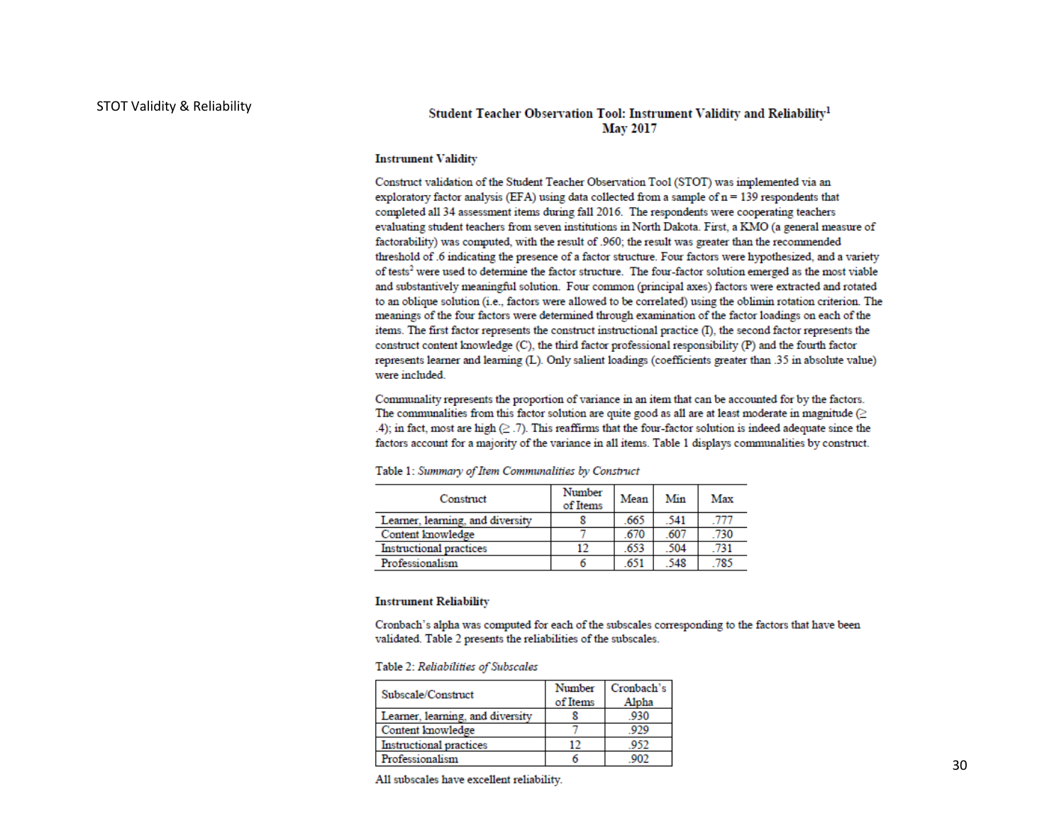STOT Validity & Reliability

# Student Teacher Observation Tool: Instrument Validity and Reliability[1]

**May 2017**

## Instrument Validity

Construct validation of the Student Teacher Observation Tool (STOT) was implemented via an exploratory factor analysis (EFA) using data collected from a sample of n = 139 respondents that completed all 34 assessment items during fall 2016. The respondents were cooperating teachers evaluating student teachers from seven institutions in North Dakota. First, a KMO (a general measure of factorability) was computed, with the result of .960; the result was greater than the recommended threshold of .6 indicating the presence of a factor structure. Four factors were hypothesized, and a variety of tests[2] were used to determine the factor structure. The four-factor solution emerged as the most viable and substantively meaningful solution. Four common (principal axes) factors were extracted and rotated to an oblique solution (i.e., factors were allowed to be correlated) using the oblimin rotation criterion. The meanings of the four factors were determined through examination of the factor loadings on each of the items. The first factor represents the construct instructional practice (I), the second factor represents the construct content knowledge (C), the third factor professional responsibility (P) and the fourth factor represents learner and learning (L). Only salient loadings (coefficients greater than .35 in absolute value) were included.

Communality represents the proportion of variance in an item that can be accounted for by the factors. The communalities from this factor solution are quite good as all are at least moderate in magnitude (≥ .4); in fact, most are high (≥ .7). This reaffirms that the four-factor solution is indeed adequate since the factors account for a majority of the variance in all items. Table 1 displays communalities by construct.

Table 1: *Summary of Item Communalities by Construct*

| Construct | Number of Items | Mean | Min | Max |
|---|---|---|---|---|
| Learner, learning, and diversity | 8 | .665 | .541 | .777 |
| Content knowledge | 7 | .670 | .607 | .730 |
| Instructional practices | 12 | .653 | .504 | .731 |
| Professionalism | 6 | .651 | .548 | .785 |

## Instrument Reliability

Cronbach's alpha was computed for each of the subscales corresponding to the factors that have been validated. Table 2 presents the reliabilities of the subscales.

Table 2: *Reliabilities of Subscales*

| Subscale/Construct | Number of Items | Cronbach's Alpha |
|---|---|---|
| Learner, learning, and diversity | 8 | .930 |
| Content knowledge | 7 | .929 |
| Instructional practices | 12 | .952 |
| Professionalism | 6 | .902 |

All subscales have excellent reliability.